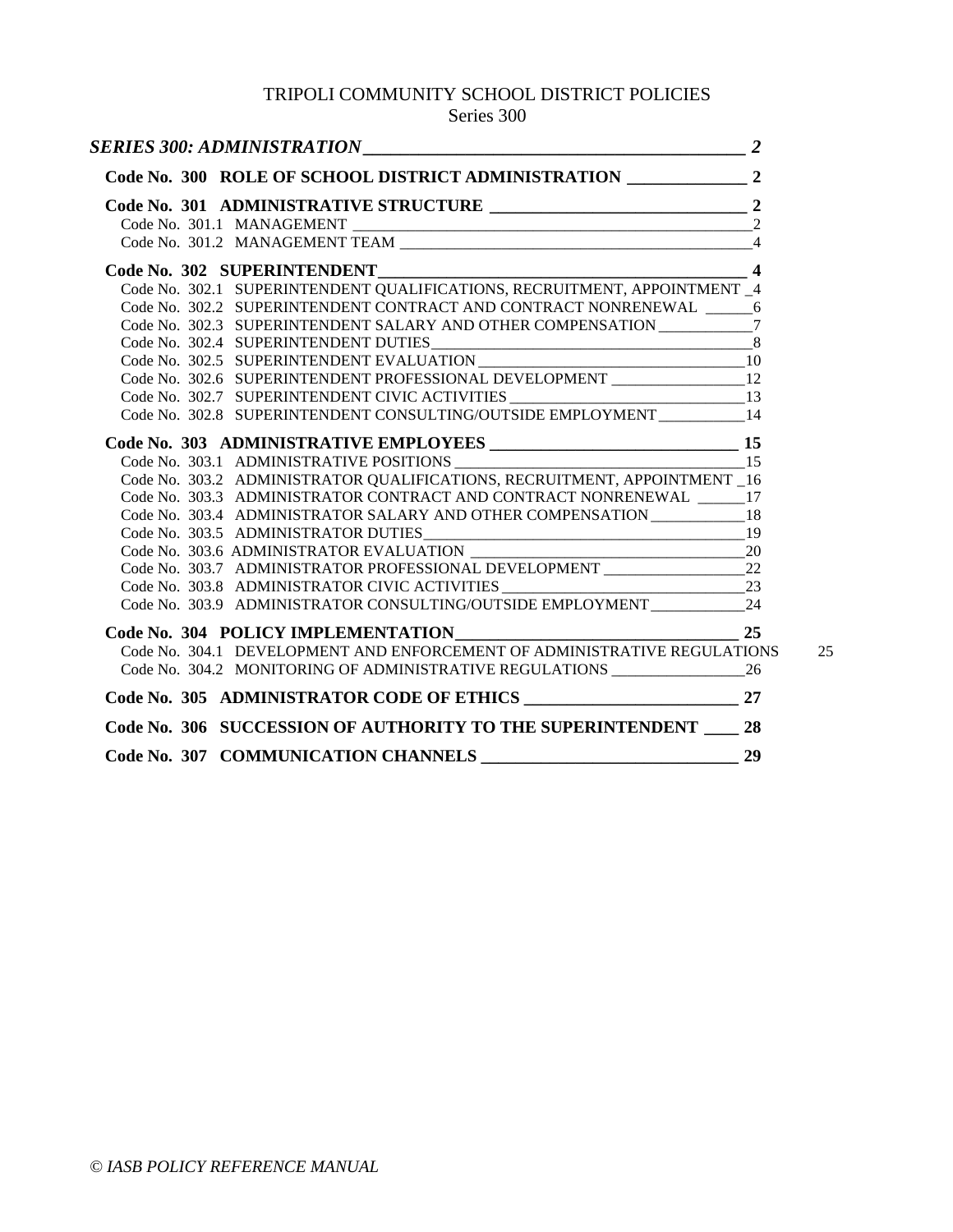# TRIPOLI COMMUNITY SCHOOL DISTRICT POLICIES
Series 300

***SERIES 300: ADMINISTRATION*** 2

**Code No. 300 ROLE OF SCHOOL DISTRICT ADMINISTRATION** 2

**Code No. 301 ADMINISTRATIVE STRUCTURE** 2
- Code No. 301.1 MANAGEMENT 2
- Code No. 301.2 MANAGEMENT TEAM 4

**Code No. 302 SUPERINTENDENT** 4
- Code No. 302.1 SUPERINTENDENT QUALIFICATIONS, RECRUITMENT, APPOINTMENT 4
- Code No. 302.2 SUPERINTENDENT CONTRACT AND CONTRACT NONRENEWAL 6
- Code No. 302.3 SUPERINTENDENT SALARY AND OTHER COMPENSATION 7
- Code No. 302.4 SUPERINTENDENT DUTIES 8
- Code No. 302.5 SUPERINTENDENT EVALUATION 10
- Code No. 302.6 SUPERINTENDENT PROFESSIONAL DEVELOPMENT 12
- Code No. 302.7 SUPERINTENDENT CIVIC ACTIVITIES 13
- Code No. 302.8 SUPERINTENDENT CONSULTING/OUTSIDE EMPLOYMENT 14

**Code No. 303 ADMINISTRATIVE EMPLOYEES** 15
- Code No. 303.1 ADMINISTRATIVE POSITIONS 15
- Code No. 303.2 ADMINISTRATOR QUALIFICATIONS, RECRUITMENT, APPOINTMENT 16
- Code No. 303.3 ADMINISTRATOR CONTRACT AND CONTRACT NONRENEWAL 17
- Code No. 303.4 ADMINISTRATOR SALARY AND OTHER COMPENSATION 18
- Code No. 303.5 ADMINISTRATOR DUTIES 19
- Code No. 303.6 ADMINISTRATOR EVALUATION 20
- Code No. 303.7 ADMINISTRATOR PROFESSIONAL DEVELOPMENT 22
- Code No. 303.8 ADMINISTRATOR CIVIC ACTIVITIES 23
- Code No. 303.9 ADMINISTRATOR CONSULTING/OUTSIDE EMPLOYMENT 24

**Code No. 304 POLICY IMPLEMENTATION** 25
- Code No. 304.1 DEVELOPMENT AND ENFORCEMENT OF ADMINISTRATIVE REGULATIONS 25
- Code No. 304.2 MONITORING OF ADMINISTRATIVE REGULATIONS 26

**Code No. 305 ADMINISTRATOR CODE OF ETHICS** 27

**Code No. 306 SUCCESSION OF AUTHORITY TO THE SUPERINTENDENT** 28

**Code No. 307 COMMUNICATION CHANNELS** 29

*© IASB POLICY REFERENCE MANUAL*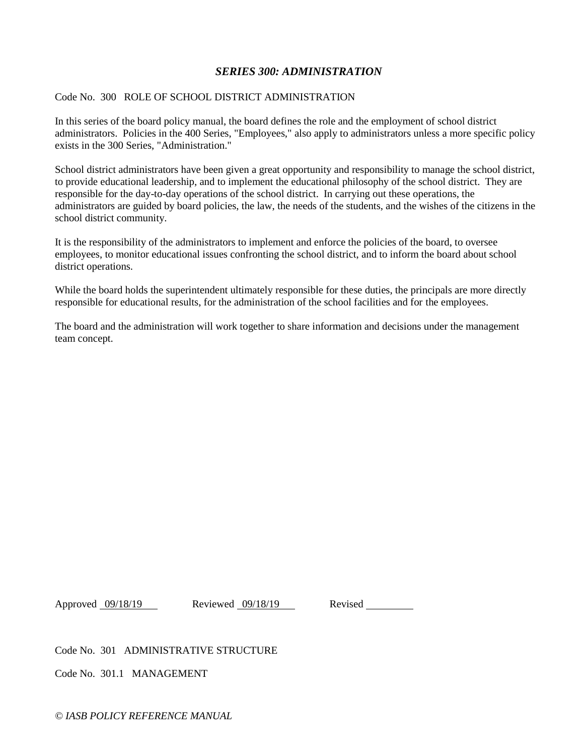## *SERIES 300: ADMINISTRATION*

Code No. 300 ROLE OF SCHOOL DISTRICT ADMINISTRATION

In this series of the board policy manual, the board defines the role and the employment of school district administrators. Policies in the 400 Series, "Employees," also apply to administrators unless a more specific policy exists in the 300 Series, "Administration."

School district administrators have been given a great opportunity and responsibility to manage the school district, to provide educational leadership, and to implement the educational philosophy of the school district. They are responsible for the day-to-day operations of the school district. In carrying out these operations, the administrators are guided by board policies, the law, the needs of the students, and the wishes of the citizens in the school district community.

It is the responsibility of the administrators to implement and enforce the policies of the board, to oversee employees, to monitor educational issues confronting the school district, and to inform the board about school district operations.

While the board holds the superintendent ultimately responsible for these duties, the principals are more directly responsible for educational results, for the administration of the school facilities and for the employees.

The board and the administration will work together to share information and decisions under the management team concept.

Approved 09/18/19 Reviewed 09/18/19 Revised

Code No. 301 ADMINISTRATIVE STRUCTURE

Code No. 301.1 MANAGEMENT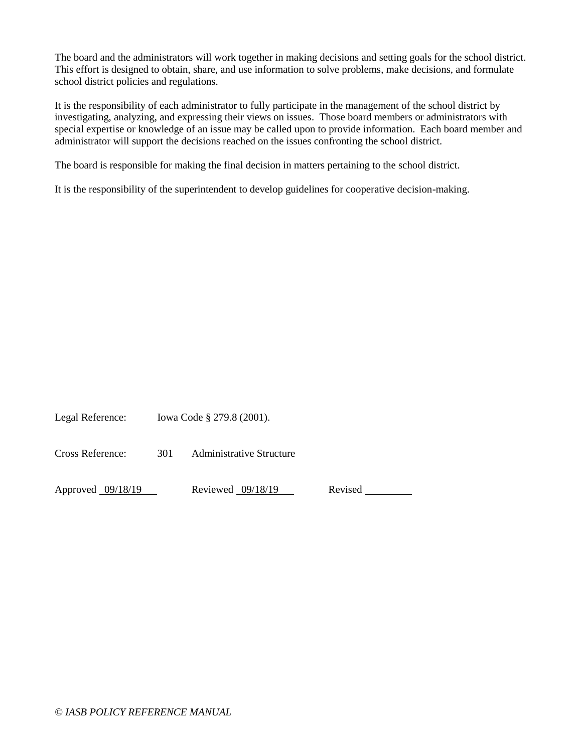The board and the administrators will work together in making decisions and setting goals for the school district. This effort is designed to obtain, share, and use information to solve problems, make decisions, and formulate school district policies and regulations.

It is the responsibility of each administrator to fully participate in the management of the school district by investigating, analyzing, and expressing their views on issues. Those board members or administrators with special expertise or knowledge of an issue may be called upon to provide information. Each board member and administrator will support the decisions reached on the issues confronting the school district.

The board is responsible for making the final decision in matters pertaining to the school district.

It is the responsibility of the superintendent to develop guidelines for cooperative decision-making.

Legal Reference: Iowa Code § 279.8 (2001).

Cross Reference: 301 Administrative Structure

Approved 09/18/19 Reviewed 09/18/19 Revised \_\_\_\_\_\_\_\_\_

*© IASB POLICY REFERENCE MANUAL*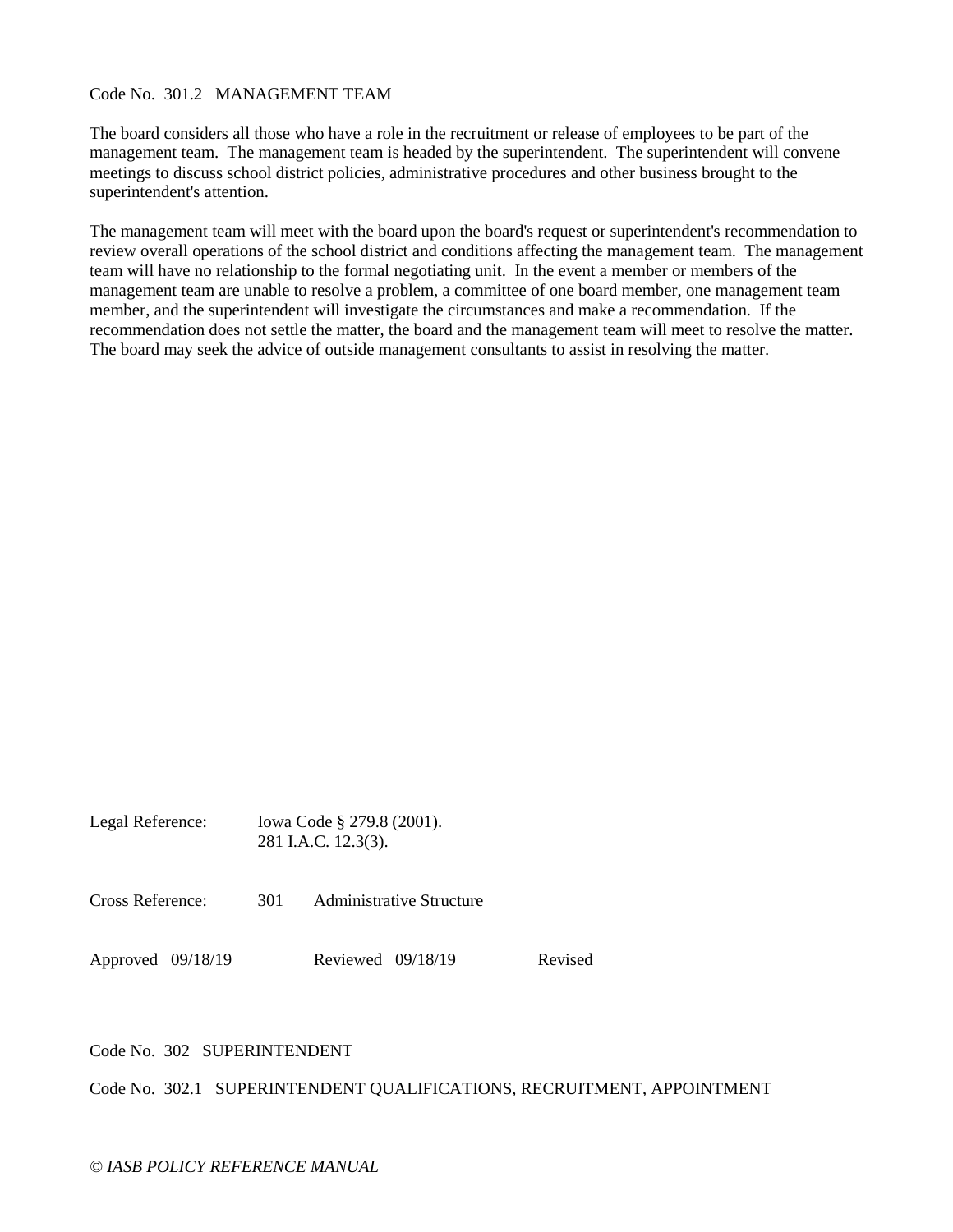## Code No. 301.2 MANAGEMENT TEAM

The board considers all those who have a role in the recruitment or release of employees to be part of the management team. The management team is headed by the superintendent. The superintendent will convene meetings to discuss school district policies, administrative procedures and other business brought to the superintendent's attention.

The management team will meet with the board upon the board's request or superintendent's recommendation to review overall operations of the school district and conditions affecting the management team. The management team will have no relationship to the formal negotiating unit. In the event a member or members of the management team are unable to resolve a problem, a committee of one board member, one management team member, and the superintendent will investigate the circumstances and make a recommendation. If the recommendation does not settle the matter, the board and the management team will meet to resolve the matter. The board may seek the advice of outside management consultants to assist in resolving the matter.

Legal Reference: Iowa Code § 279.8 (2001).
281 I.A.C. 12.3(3).

Cross Reference: 301 Administrative Structure

Approved 09/18/19 Reviewed 09/18/19 Revised ________

## Code No. 302 SUPERINTENDENT

## Code No. 302.1 SUPERINTENDENT QUALIFICATIONS, RECRUITMENT, APPOINTMENT

*© IASB POLICY REFERENCE MANUAL*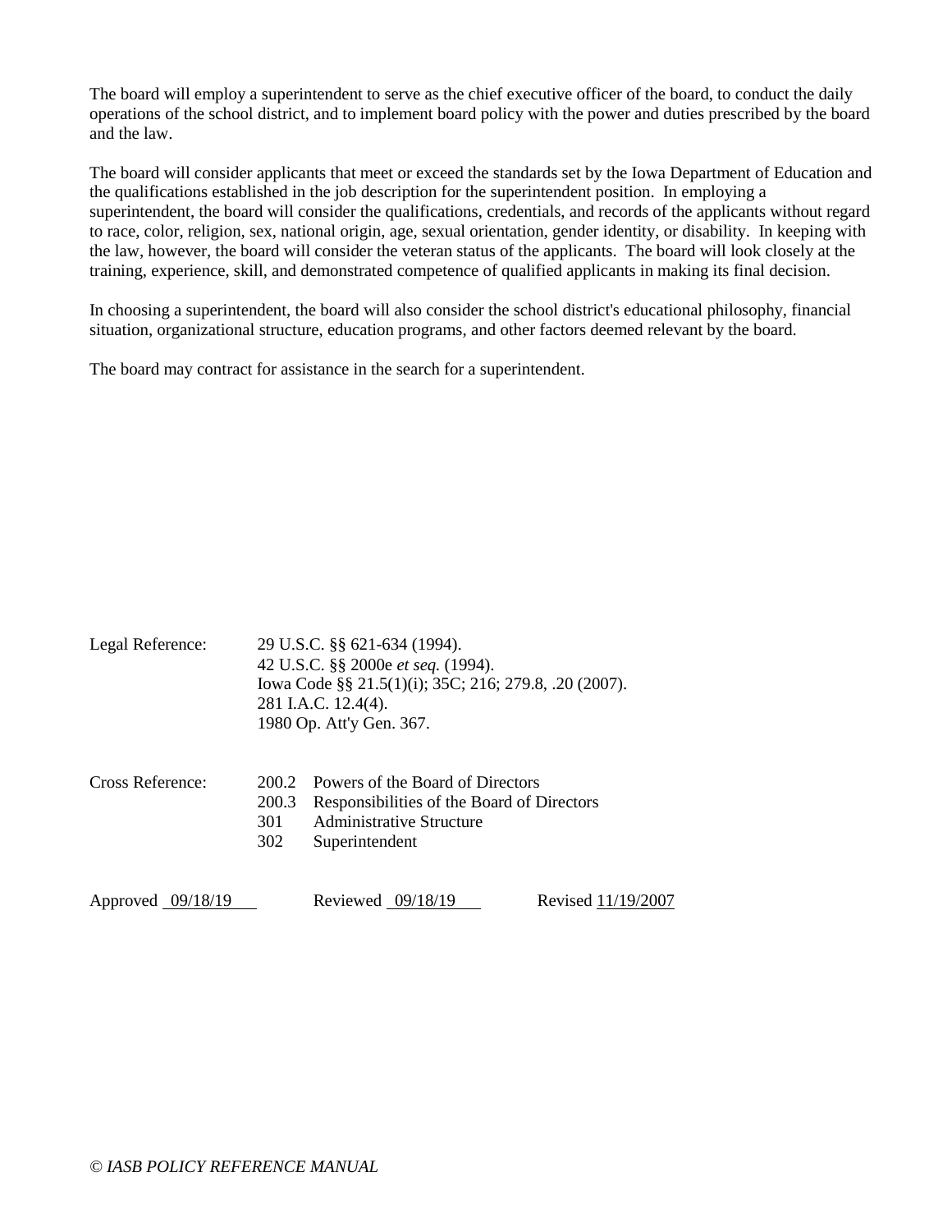The board will employ a superintendent to serve as the chief executive officer of the board, to conduct the daily operations of the school district, and to implement board policy with the power and duties prescribed by the board and the law.

The board will consider applicants that meet or exceed the standards set by the Iowa Department of Education and the qualifications established in the job description for the superintendent position. In employing a superintendent, the board will consider the qualifications, credentials, and records of the applicants without regard to race, color, religion, sex, national origin, age, sexual orientation, gender identity, or disability. In keeping with the law, however, the board will consider the veteran status of the applicants. The board will look closely at the training, experience, skill, and demonstrated competence of qualified applicants in making its final decision.

In choosing a superintendent, the board will also consider the school district's educational philosophy, financial situation, organizational structure, education programs, and other factors deemed relevant by the board.

The board may contract for assistance in the search for a superintendent.

Legal Reference: 29 U.S.C. §§ 621-634 (1994).
42 U.S.C. §§ 2000e *et seq.* (1994).
Iowa Code §§ 21.5(1)(i); 35C; 216; 279.8, .20 (2007).
281 I.A.C. 12.4(4).
1980 Op. Att'y Gen. 367.

Cross Reference:
200.2 Powers of the Board of Directors
200.3 Responsibilities of the Board of Directors
301 Administrative Structure
302 Superintendent

Approved 09/18/19 Reviewed 09/18/19 Revised 11/19/2007

*© IASB POLICY REFERENCE MANUAL*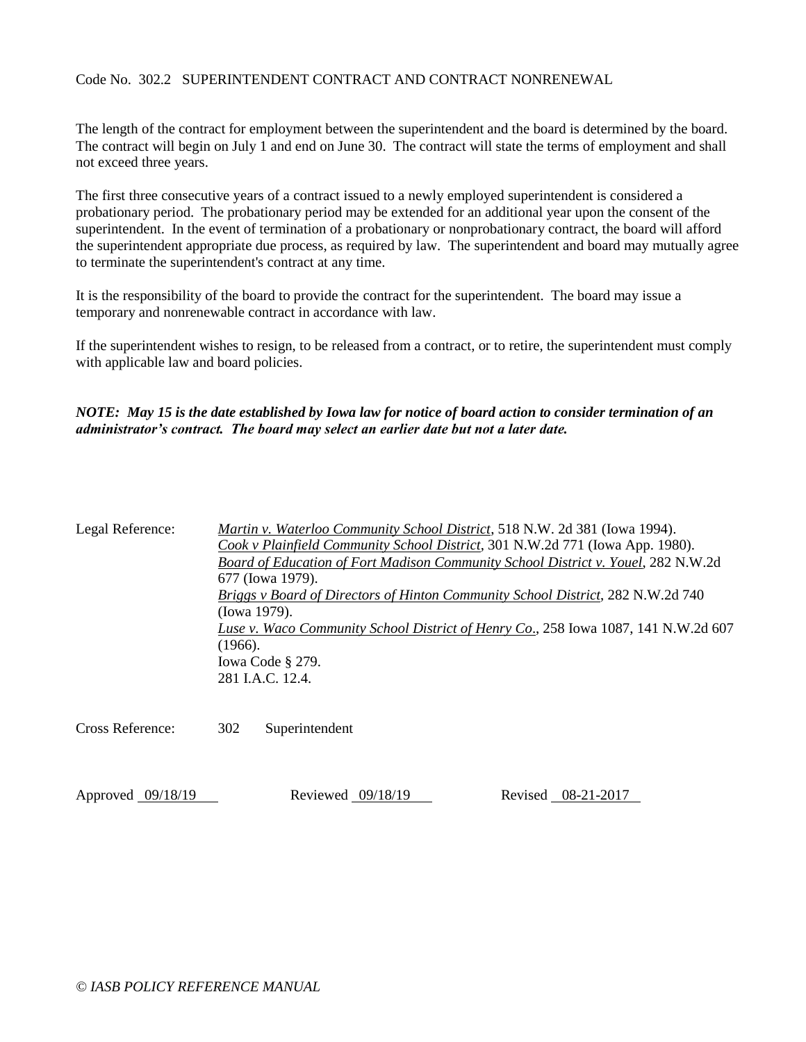Code No. 302.2 SUPERINTENDENT CONTRACT AND CONTRACT NONRENEWAL

The length of the contract for employment between the superintendent and the board is determined by the board. The contract will begin on July 1 and end on June 30. The contract will state the terms of employment and shall not exceed three years.

The first three consecutive years of a contract issued to a newly employed superintendent is considered a probationary period. The probationary period may be extended for an additional year upon the consent of the superintendent. In the event of termination of a probationary or nonprobationary contract, the board will afford the superintendent appropriate due process, as required by law. The superintendent and board may mutually agree to terminate the superintendent's contract at any time.

It is the responsibility of the board to provide the contract for the superintendent. The board may issue a temporary and nonrenewable contract in accordance with law.

If the superintendent wishes to resign, to be released from a contract, or to retire, the superintendent must comply with applicable law and board policies.

***NOTE: May 15 is the date established by Iowa law for notice of board action to consider termination of an administrator's contract. The board may select an earlier date but not a later date.***

Legal Reference:
*Martin v. Waterloo Community School District*, 518 N.W. 2d 381 (Iowa 1994).
*Cook v Plainfield Community School District*, 301 N.W.2d 771 (Iowa App. 1980).
*Board of Education of Fort Madison Community School District v. Youel*, 282 N.W.2d 677 (Iowa 1979).
*Briggs v Board of Directors of Hinton Community School District*, 282 N.W.2d 740 (Iowa 1979).
*Luse v. Waco Community School District of Henry Co*., 258 Iowa 1087, 141 N.W.2d 607 (1966).
Iowa Code § 279.
281 I.A.C. 12.4.

Cross Reference: 302 Superintendent

Approved 09/18/19 Reviewed 09/18/19 Revised 08-21-2017

*© IASB POLICY REFERENCE MANUAL*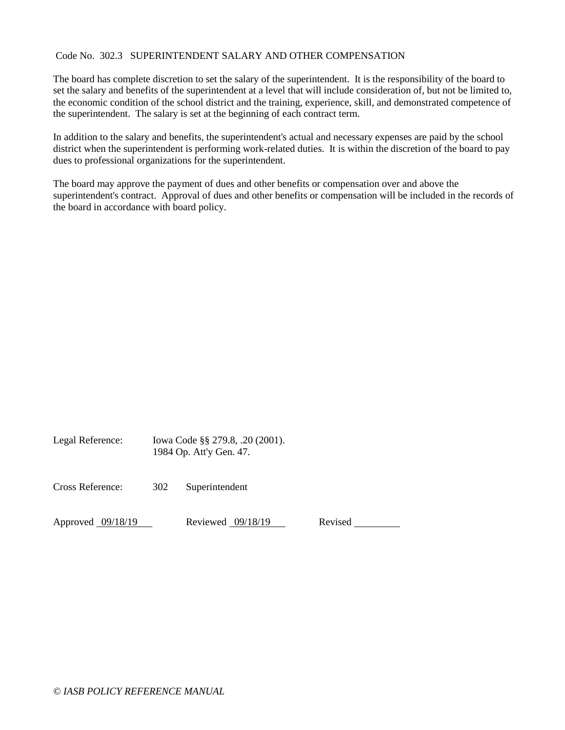Code No. 302.3 SUPERINTENDENT SALARY AND OTHER COMPENSATION

The board has complete discretion to set the salary of the superintendent. It is the responsibility of the board to set the salary and benefits of the superintendent at a level that will include consideration of, but not be limited to, the economic condition of the school district and the training, experience, skill, and demonstrated competence of the superintendent. The salary is set at the beginning of each contract term.

In addition to the salary and benefits, the superintendent's actual and necessary expenses are paid by the school district when the superintendent is performing work-related duties. It is within the discretion of the board to pay dues to professional organizations for the superintendent.

The board may approve the payment of dues and other benefits or compensation over and above the superintendent's contract. Approval of dues and other benefits or compensation will be included in the records of the board in accordance with board policy.

Legal Reference: Iowa Code §§ 279.8, .20 (2001).
1984 Op. Att'y Gen. 47.

Cross Reference: 302 Superintendent

Approved 09/18/19 Reviewed 09/18/19 Revised ________

*© IASB POLICY REFERENCE MANUAL*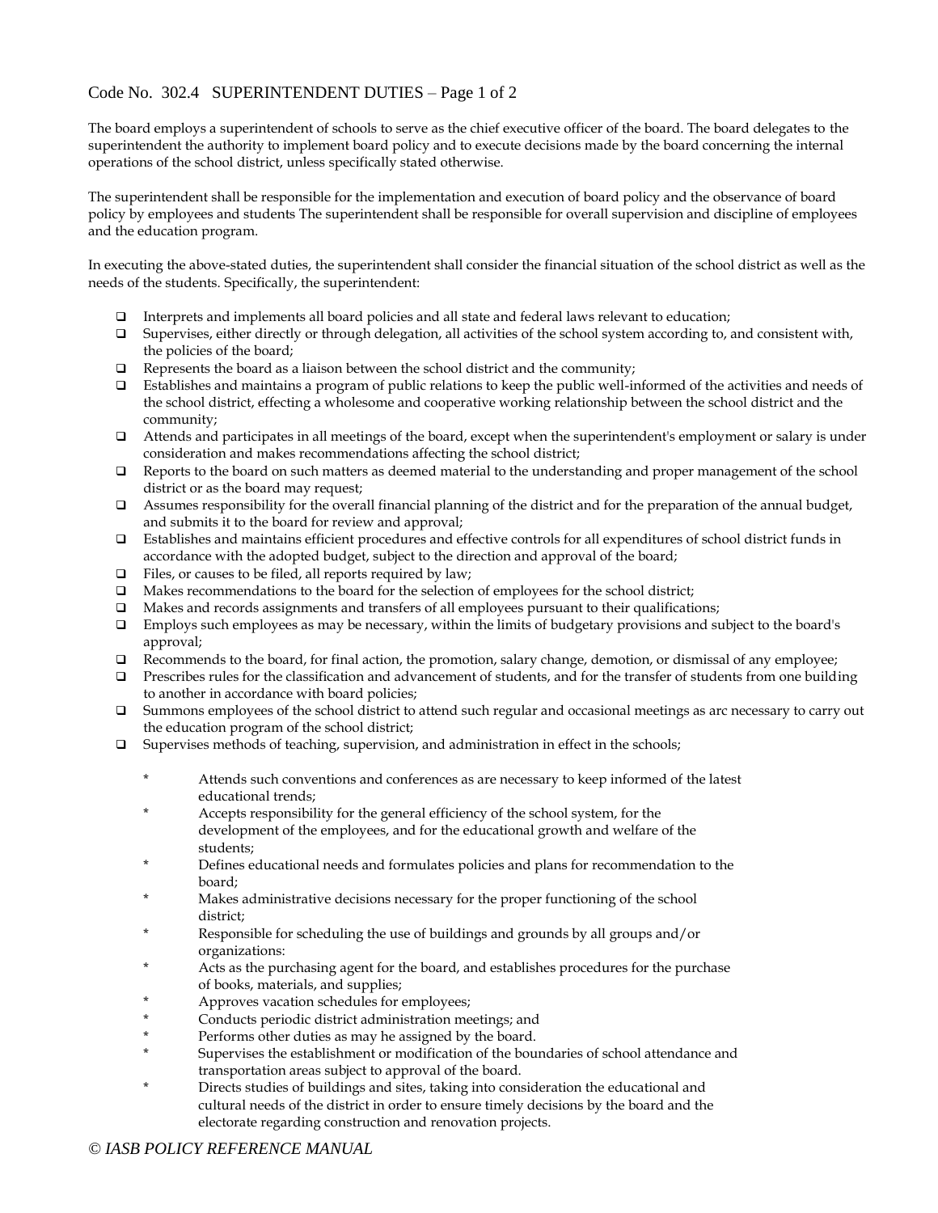# Code No. 302.4 SUPERINTENDENT DUTIES

The board employs a superintendent of schools to serve as the chief executive officer of the board. The board delegates to the superintendent the authority to implement board policy and to execute decisions made by the board concerning the internal operations of the school district, unless specifically stated otherwise.

The superintendent shall be responsible for the implementation and execution of board policy and the observance of board policy by employees and students The superintendent shall be responsible for overall supervision and discipline of employees and the education program.

In executing the above-stated duties, the superintendent shall consider the financial situation of the school district as well as the needs of the students. Specifically, the superintendent:

- Interprets and implements all board policies and all state and federal laws relevant to education;
- Supervises, either directly or through delegation, all activities of the school system according to, and consistent with, the policies of the board;
- Represents the board as a liaison between the school district and the community;
- Establishes and maintains a program of public relations to keep the public well-informed of the activities and needs of the school district, effecting a wholesome and cooperative working relationship between the school district and the community;
- Attends and participates in all meetings of the board, except when the superintendent's employment or salary is under consideration and makes recommendations affecting the school district;
- Reports to the board on such matters as deemed material to the understanding and proper management of the school district or as the board may request;
- Assumes responsibility for the overall financial planning of the district and for the preparation of the annual budget, and submits it to the board for review and approval;
- Establishes and maintains efficient procedures and effective controls for all expenditures of school district funds in accordance with the adopted budget, subject to the direction and approval of the board;
- Files, or causes to be filed, all reports required by law;
- Makes recommendations to the board for the selection of employees for the school district;
- Makes and records assignments and transfers of all employees pursuant to their qualifications;
- Employs such employees as may be necessary, within the limits of budgetary provisions and subject to the board's approval;
- Recommends to the board, for final action, the promotion, salary change, demotion, or dismissal of any employee;
- Prescribes rules for the classification and advancement of students, and for the transfer of students from one building to another in accordance with board policies;
- Summons employees of the school district to attend such regular and occasional meetings as arc necessary to carry out the education program of the school district;
- Supervises methods of teaching, supervision, and administration in effect in the schools;

  - Attends such conventions and conferences as are necessary to keep informed of the latest educational trends;
  - Accepts responsibility for the general efficiency of the school system, for the development of the employees, and for the educational growth and welfare of the students;
  - Defines educational needs and formulates policies and plans for recommendation to the board;
  - Makes administrative decisions necessary for the proper functioning of the school district;
  - Responsible for scheduling the use of buildings and grounds by all groups and/or organizations:
  - Acts as the purchasing agent for the board, and establishes procedures for the purchase of books, materials, and supplies;
  - Approves vacation schedules for employees;
  - Conducts periodic district administration meetings; and
  - Performs other duties as may he assigned by the board.
  - Supervises the establishment or modification of the boundaries of school attendance and transportation areas subject to approval of the board.
  - Directs studies of buildings and sites, taking into consideration the educational and cultural needs of the district in order to ensure timely decisions by the board and the electorate regarding construction and renovation projects.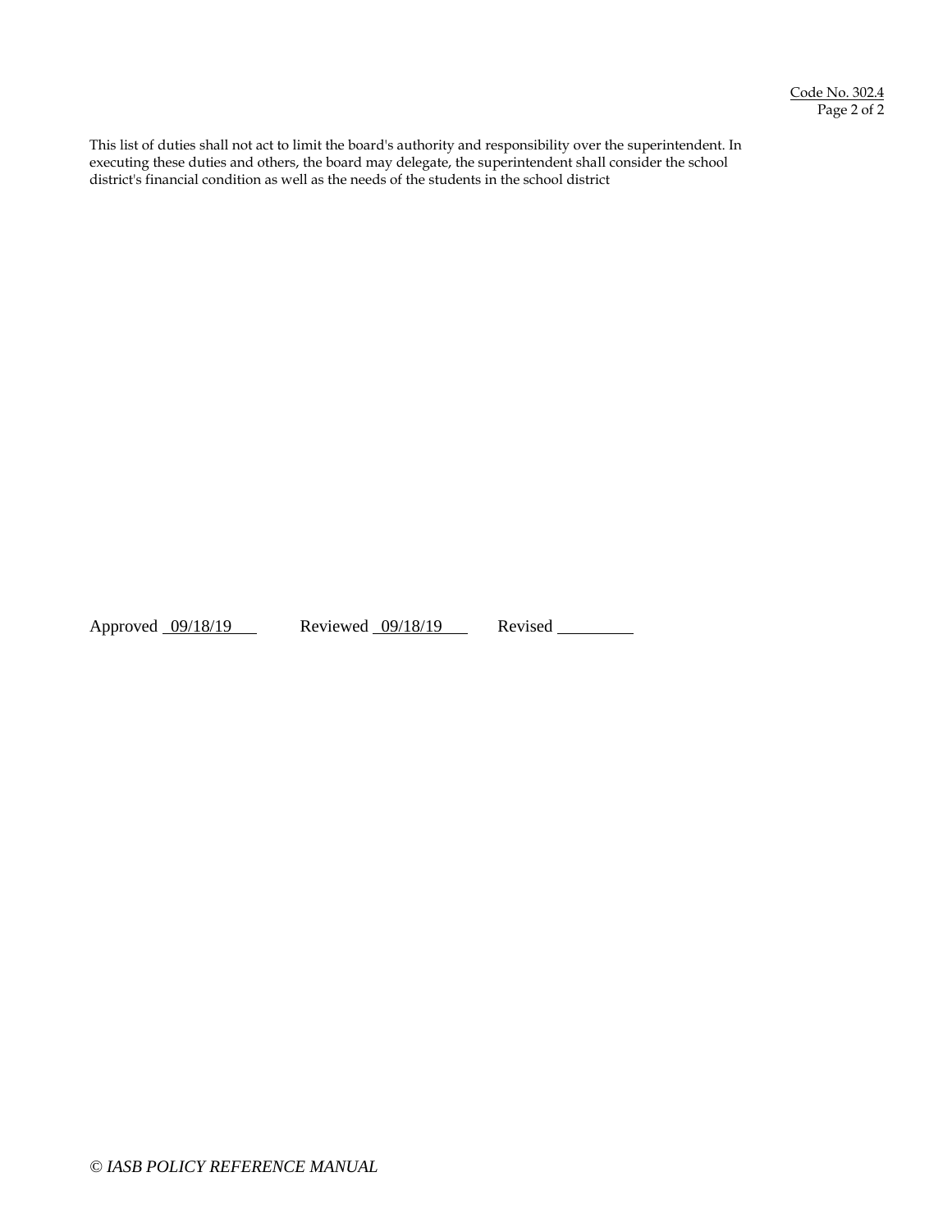This list of duties shall not act to limit the board's authority and responsibility over the superintendent. In executing these duties and others, the board may delegate, the superintendent shall consider the school district's financial condition as well as the needs of the students in the school district

Approved 09/18/19 Reviewed 09/18/19 Revised ________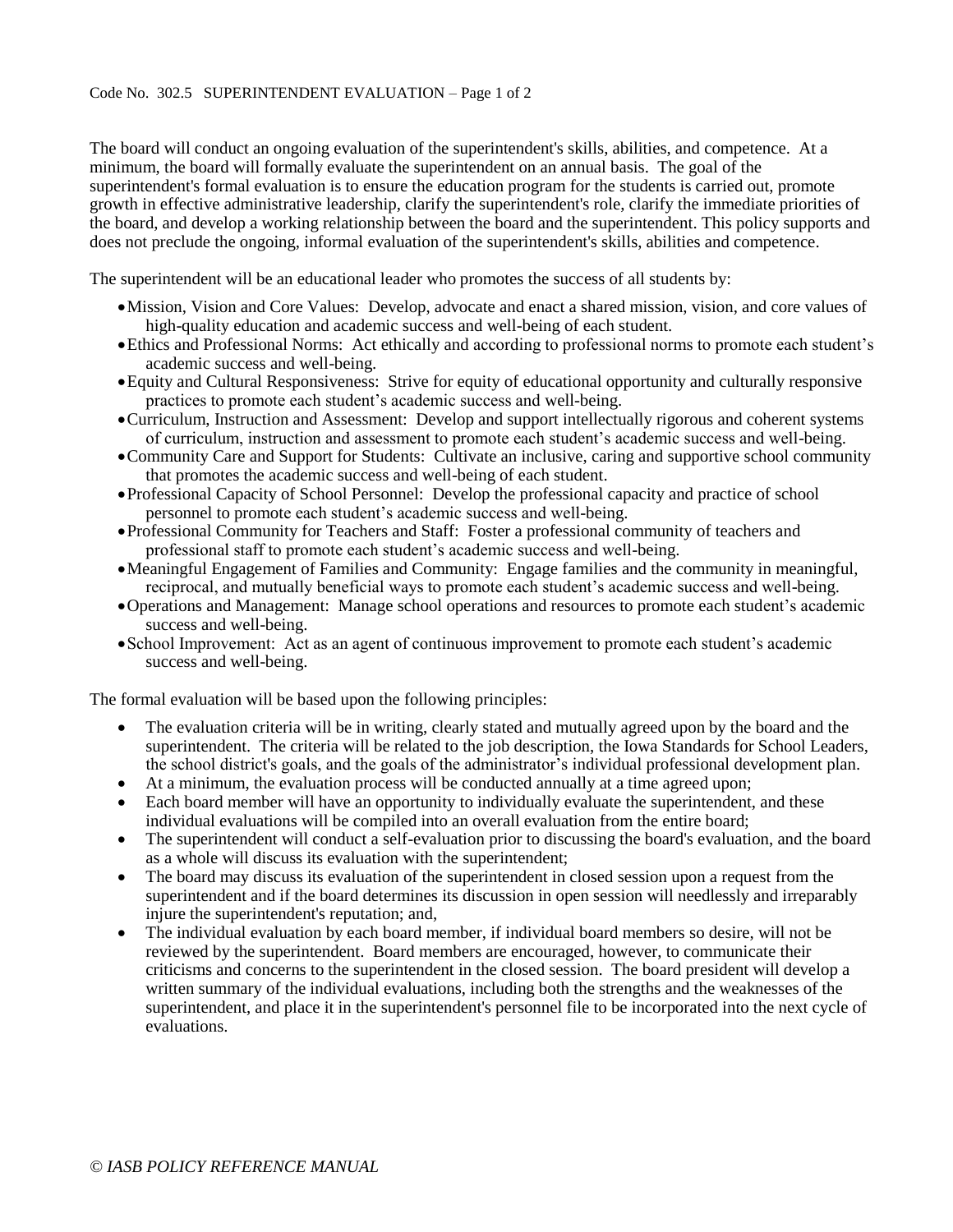Code No. 302.5 SUPERINTENDENT EVALUATION

The board will conduct an ongoing evaluation of the superintendent's skills, abilities, and competence. At a minimum, the board will formally evaluate the superintendent on an annual basis. The goal of the superintendent's formal evaluation is to ensure the education program for the students is carried out, promote growth in effective administrative leadership, clarify the superintendent's role, clarify the immediate priorities of the board, and develop a working relationship between the board and the superintendent. This policy supports and does not preclude the ongoing, informal evaluation of the superintendent's skills, abilities and competence.

The superintendent will be an educational leader who promotes the success of all students by:

- Mission, Vision and Core Values: Develop, advocate and enact a shared mission, vision, and core values of high-quality education and academic success and well-being of each student.
- Ethics and Professional Norms: Act ethically and according to professional norms to promote each student's academic success and well-being.
- Equity and Cultural Responsiveness: Strive for equity of educational opportunity and culturally responsive practices to promote each student's academic success and well-being.
- Curriculum, Instruction and Assessment: Develop and support intellectually rigorous and coherent systems of curriculum, instruction and assessment to promote each student's academic success and well-being.
- Community Care and Support for Students: Cultivate an inclusive, caring and supportive school community that promotes the academic success and well-being of each student.
- Professional Capacity of School Personnel: Develop the professional capacity and practice of school personnel to promote each student's academic success and well-being.
- Professional Community for Teachers and Staff: Foster a professional community of teachers and professional staff to promote each student's academic success and well-being.
- Meaningful Engagement of Families and Community: Engage families and the community in meaningful, reciprocal, and mutually beneficial ways to promote each student's academic success and well-being.
- Operations and Management: Manage school operations and resources to promote each student's academic success and well-being.
- School Improvement: Act as an agent of continuous improvement to promote each student's academic success and well-being.

The formal evaluation will be based upon the following principles:

- The evaluation criteria will be in writing, clearly stated and mutually agreed upon by the board and the superintendent. The criteria will be related to the job description, the Iowa Standards for School Leaders, the school district's goals, and the goals of the administrator's individual professional development plan.
- At a minimum, the evaluation process will be conducted annually at a time agreed upon;
- Each board member will have an opportunity to individually evaluate the superintendent, and these individual evaluations will be compiled into an overall evaluation from the entire board;
- The superintendent will conduct a self-evaluation prior to discussing the board's evaluation, and the board as a whole will discuss its evaluation with the superintendent;
- The board may discuss its evaluation of the superintendent in closed session upon a request from the superintendent and if the board determines its discussion in open session will needlessly and irreparably injure the superintendent's reputation; and,
- The individual evaluation by each board member, if individual board members so desire, will not be reviewed by the superintendent. Board members are encouraged, however, to communicate their criticisms and concerns to the superintendent in the closed session. The board president will develop a written summary of the individual evaluations, including both the strengths and the weaknesses of the superintendent, and place it in the superintendent's personnel file to be incorporated into the next cycle of evaluations.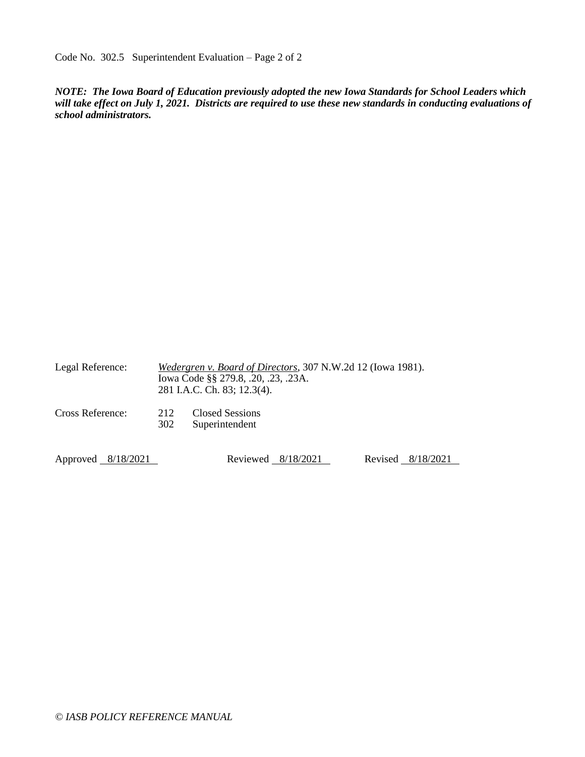***NOTE: The Iowa Board of Education previously adopted the new Iowa Standards for School Leaders which will take effect on July 1, 2021. Districts are required to use these new standards in conducting evaluations of school administrators.***

Legal Reference: *Wedergren v. Board of Directors*, 307 N.W.2d 12 (Iowa 1981).
Iowa Code §§ 279.8, .20, .23, .23A.
281 I.A.C. Ch. 83; 12.3(4).

Cross Reference: 212 Closed Sessions
302 Superintendent

Approved 8/18/2021 Reviewed 8/18/2021 Revised 8/18/2021

*© IASB POLICY REFERENCE MANUAL*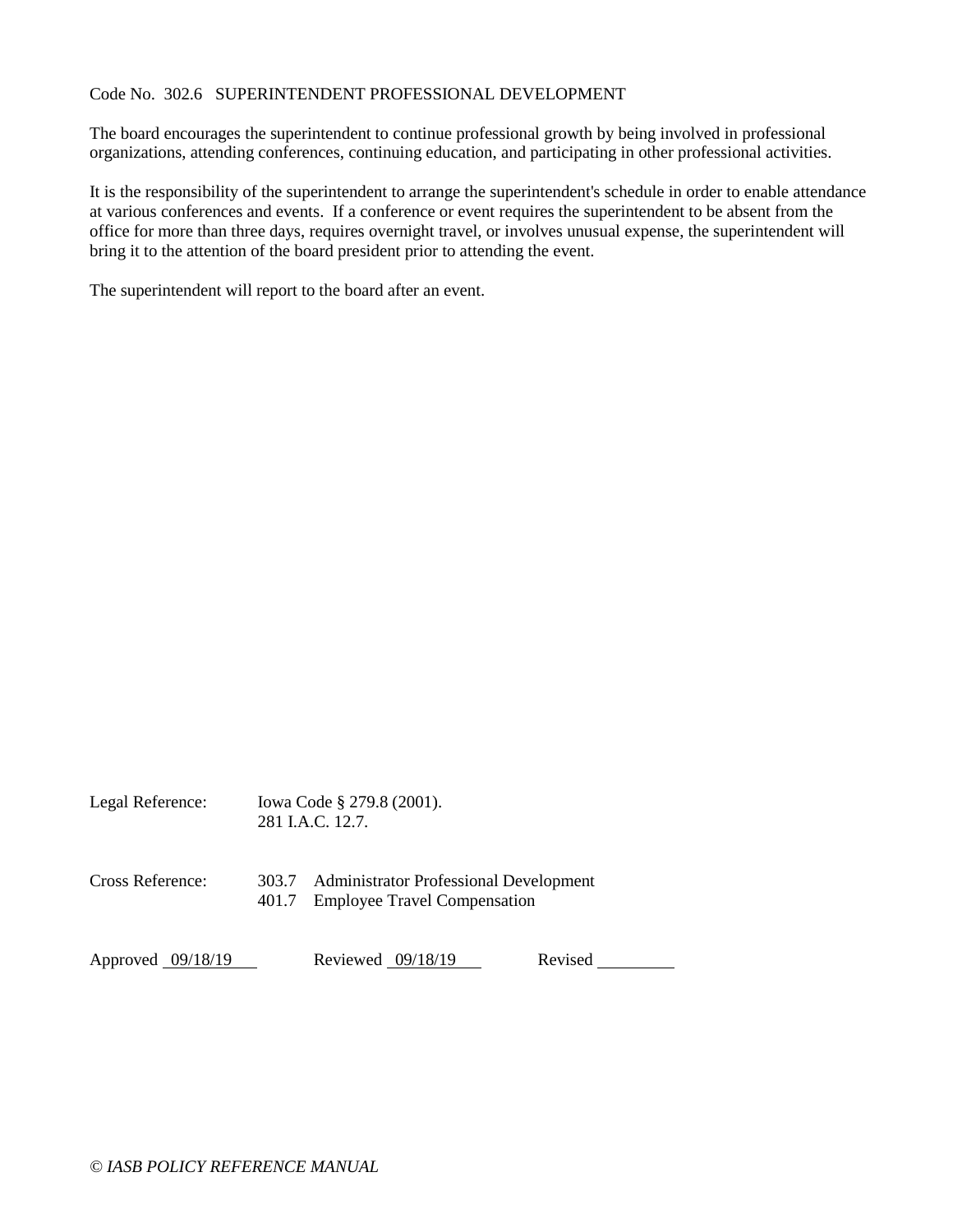Code No. 302.6 SUPERINTENDENT PROFESSIONAL DEVELOPMENT

The board encourages the superintendent to continue professional growth by being involved in professional organizations, attending conferences, continuing education, and participating in other professional activities.

It is the responsibility of the superintendent to arrange the superintendent's schedule in order to enable attendance at various conferences and events. If a conference or event requires the superintendent to be absent from the office for more than three days, requires overnight travel, or involves unusual expense, the superintendent will bring it to the attention of the board president prior to attending the event.

The superintendent will report to the board after an event.

Legal Reference: Iowa Code § 279.8 (2001).
281 I.A.C. 12.7.

Cross Reference: 303.7 Administrator Professional Development
401.7 Employee Travel Compensation

Approved 09/18/19 Reviewed 09/18/19 Revised ________

*© IASB POLICY REFERENCE MANUAL*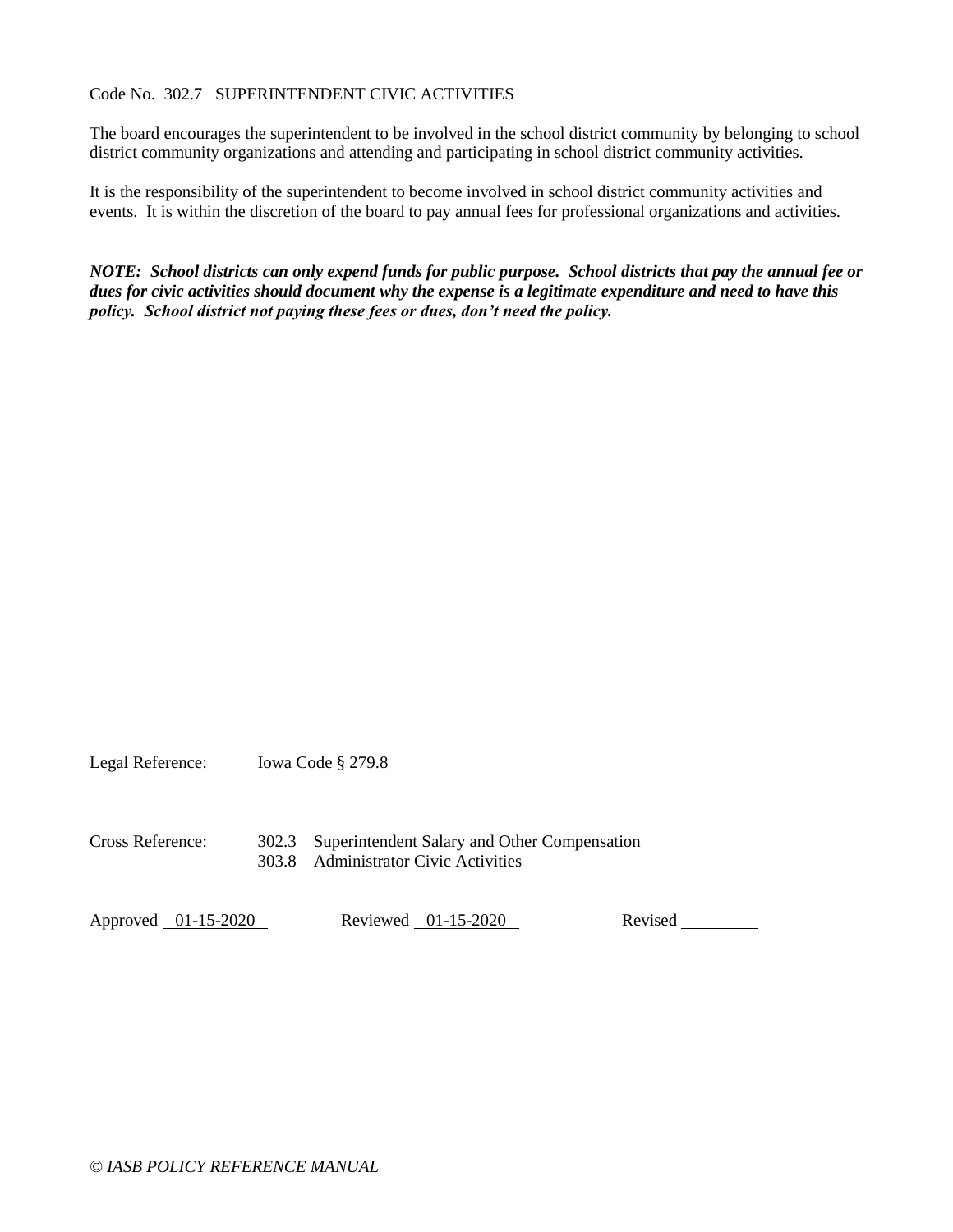# Code No. 302.7 SUPERINTENDENT CIVIC ACTIVITIES

The board encourages the superintendent to be involved in the school district community by belonging to school district community organizations and attending and participating in school district community activities.

It is the responsibility of the superintendent to become involved in school district community activities and events. It is within the discretion of the board to pay annual fees for professional organizations and activities.

***NOTE: School districts can only expend funds for public purpose. School districts that pay the annual fee or dues for civic activities should document why the expense is a legitimate expenditure and need to have this policy. School district not paying these fees or dues, don't need the policy.***

Legal Reference: Iowa Code § 279.8

Cross Reference: 302.3 Superintendent Salary and Other Compensation
303.8 Administrator Civic Activities

Approved 01-15-2020 Reviewed 01-15-2020 Revised ________

*© IASB POLICY REFERENCE MANUAL*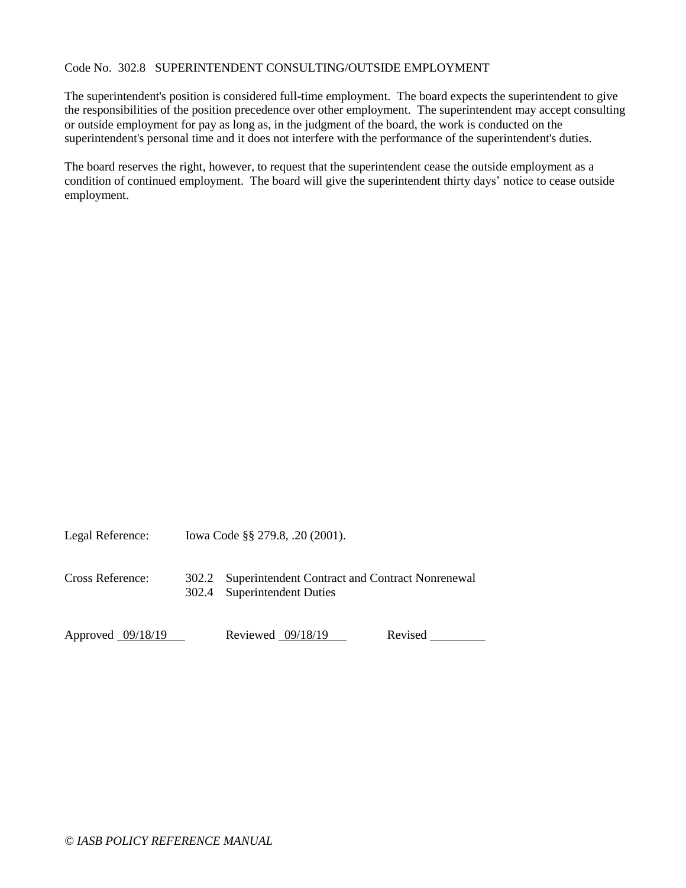Code No. 302.8 SUPERINTENDENT CONSULTING/OUTSIDE EMPLOYMENT

The superintendent's position is considered full-time employment. The board expects the superintendent to give the responsibilities of the position precedence over other employment. The superintendent may accept consulting or outside employment for pay as long as, in the judgment of the board, the work is conducted on the superintendent's personal time and it does not interfere with the performance of the superintendent's duties.

The board reserves the right, however, to request that the superintendent cease the outside employment as a condition of continued employment. The board will give the superintendent thirty days' notice to cease outside employment.

Legal Reference: Iowa Code §§ 279.8, .20 (2001).

Cross Reference: 302.2 Superintendent Contract and Contract Nonrenewal
302.4 Superintendent Duties

Approved 09/18/19 Reviewed 09/18/19 Revised ____

*© IASB POLICY REFERENCE MANUAL*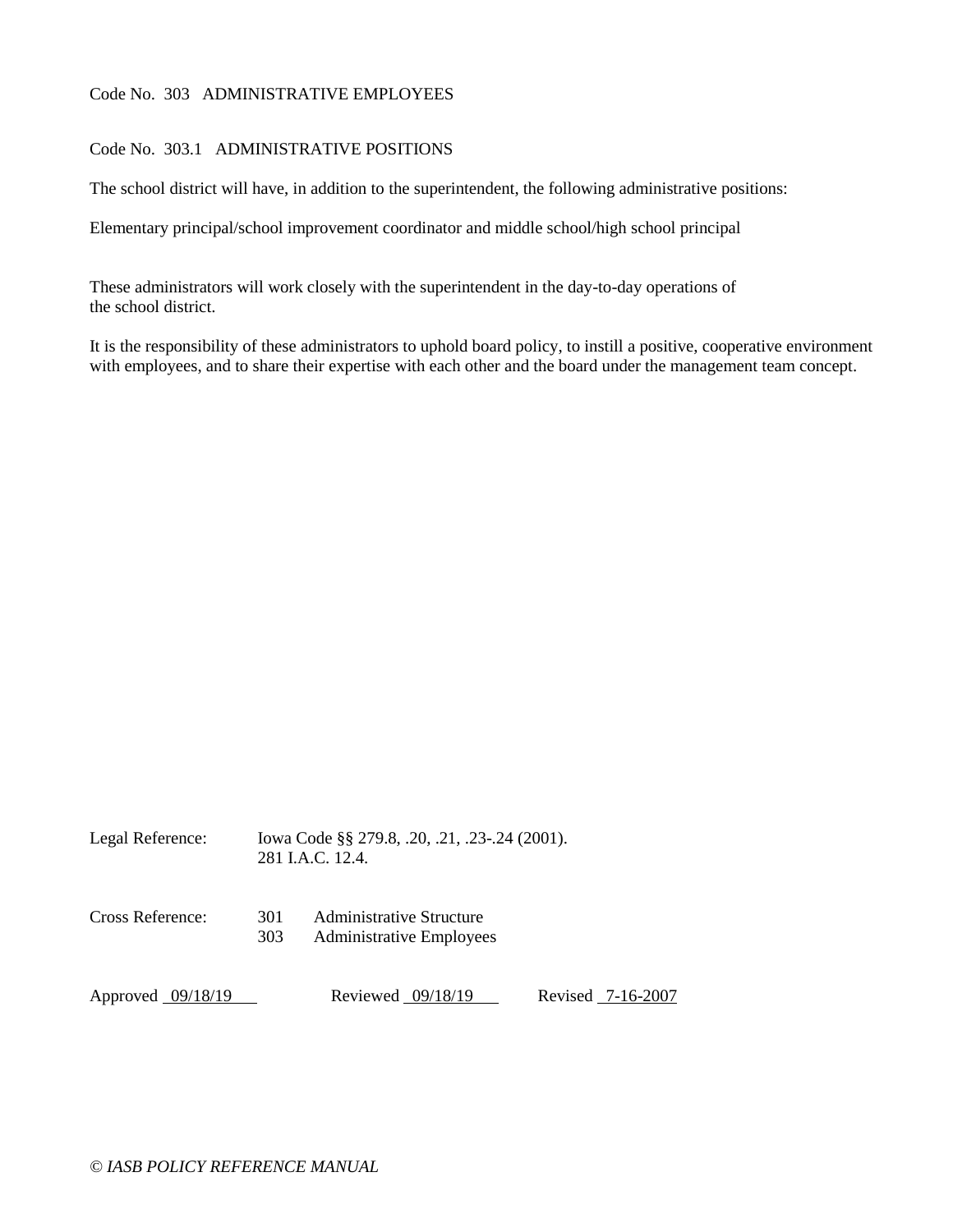Code No. 303 ADMINISTRATIVE EMPLOYEES

Code No. 303.1 ADMINISTRATIVE POSITIONS

The school district will have, in addition to the superintendent, the following administrative positions:

Elementary principal/school improvement coordinator and middle school/high school principal

These administrators will work closely with the superintendent in the day-to-day operations of the school district.

It is the responsibility of these administrators to uphold board policy, to instill a positive, cooperative environment with employees, and to share their expertise with each other and the board under the management team concept.

Legal Reference: Iowa Code §§ 279.8, .20, .21, .23-.24 (2001).
281 I.A.C. 12.4.

Cross Reference:
301 Administrative Structure
303 Administrative Employees

Approved 09/18/19 Reviewed 09/18/19 Revised 7-16-2007

*© IASB POLICY REFERENCE MANUAL*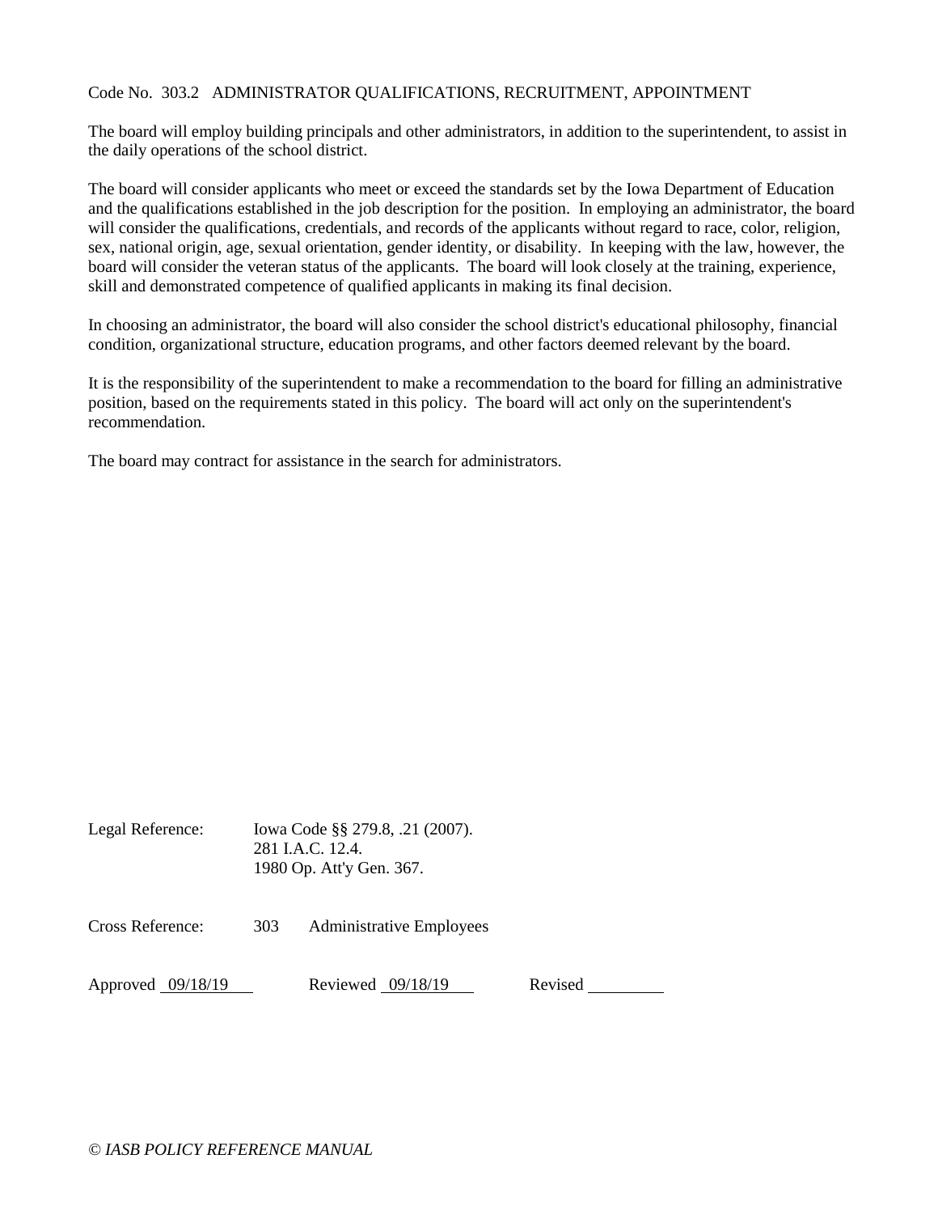Code No. 303.2 ADMINISTRATOR QUALIFICATIONS, RECRUITMENT, APPOINTMENT

The board will employ building principals and other administrators, in addition to the superintendent, to assist in the daily operations of the school district.

The board will consider applicants who meet or exceed the standards set by the Iowa Department of Education and the qualifications established in the job description for the position. In employing an administrator, the board will consider the qualifications, credentials, and records of the applicants without regard to race, color, religion, sex, national origin, age, sexual orientation, gender identity, or disability. In keeping with the law, however, the board will consider the veteran status of the applicants. The board will look closely at the training, experience, skill and demonstrated competence of qualified applicants in making its final decision.

In choosing an administrator, the board will also consider the school district's educational philosophy, financial condition, organizational structure, education programs, and other factors deemed relevant by the board.

It is the responsibility of the superintendent to make a recommendation to the board for filling an administrative position, based on the requirements stated in this policy. The board will act only on the superintendent's recommendation.

The board may contract for assistance in the search for administrators.

Legal Reference: Iowa Code §§ 279.8, .21 (2007).
281 I.A.C. 12.4.
1980 Op. Att'y Gen. 367.

Cross Reference: 303 Administrative Employees

Approved 09/18/19 Reviewed 09/18/19 Revised

*© IASB POLICY REFERENCE MANUAL*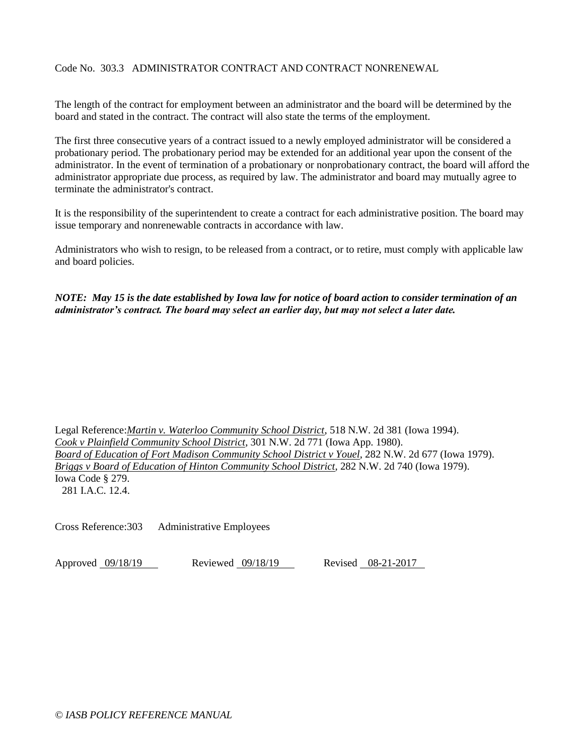Code No. 303.3 ADMINISTRATOR CONTRACT AND CONTRACT NONRENEWAL

The length of the contract for employment between an administrator and the board will be determined by the board and stated in the contract. The contract will also state the terms of the employment.

The first three consecutive years of a contract issued to a newly employed administrator will be considered a probationary period. The probationary period may be extended for an additional year upon the consent of the administrator. In the event of termination of a probationary or nonprobationary contract, the board will afford the administrator appropriate due process, as required by law. The administrator and board may mutually agree to terminate the administrator's contract.

It is the responsibility of the superintendent to create a contract for each administrative position. The board may issue temporary and nonrenewable contracts in accordance with law.

Administrators who wish to resign, to be released from a contract, or to retire, must comply with applicable law and board policies.

***NOTE: May 15 is the date established by Iowa law for notice of board action to consider termination of an administrator's contract. The board may select an earlier day, but may not select a later date.***

Legal Reference: *Martin v. Waterloo Community School District*, 518 N.W. 2d 381 (Iowa 1994).
*Cook v Plainfield Community School District*, 301 N.W. 2d 771 (Iowa App. 1980).
*Board of Education of Fort Madison Community School District v Youel*, 282 N.W. 2d 677 (Iowa 1979).
*Briggs v Board of Education of Hinton Community School District*, 282 N.W. 2d 740 (Iowa 1979).
Iowa Code § 279.
281 I.A.C. 12.4.

Cross Reference: 303 Administrative Employees

Approved 09/18/19 Reviewed 09/18/19 Revised 08-21-2017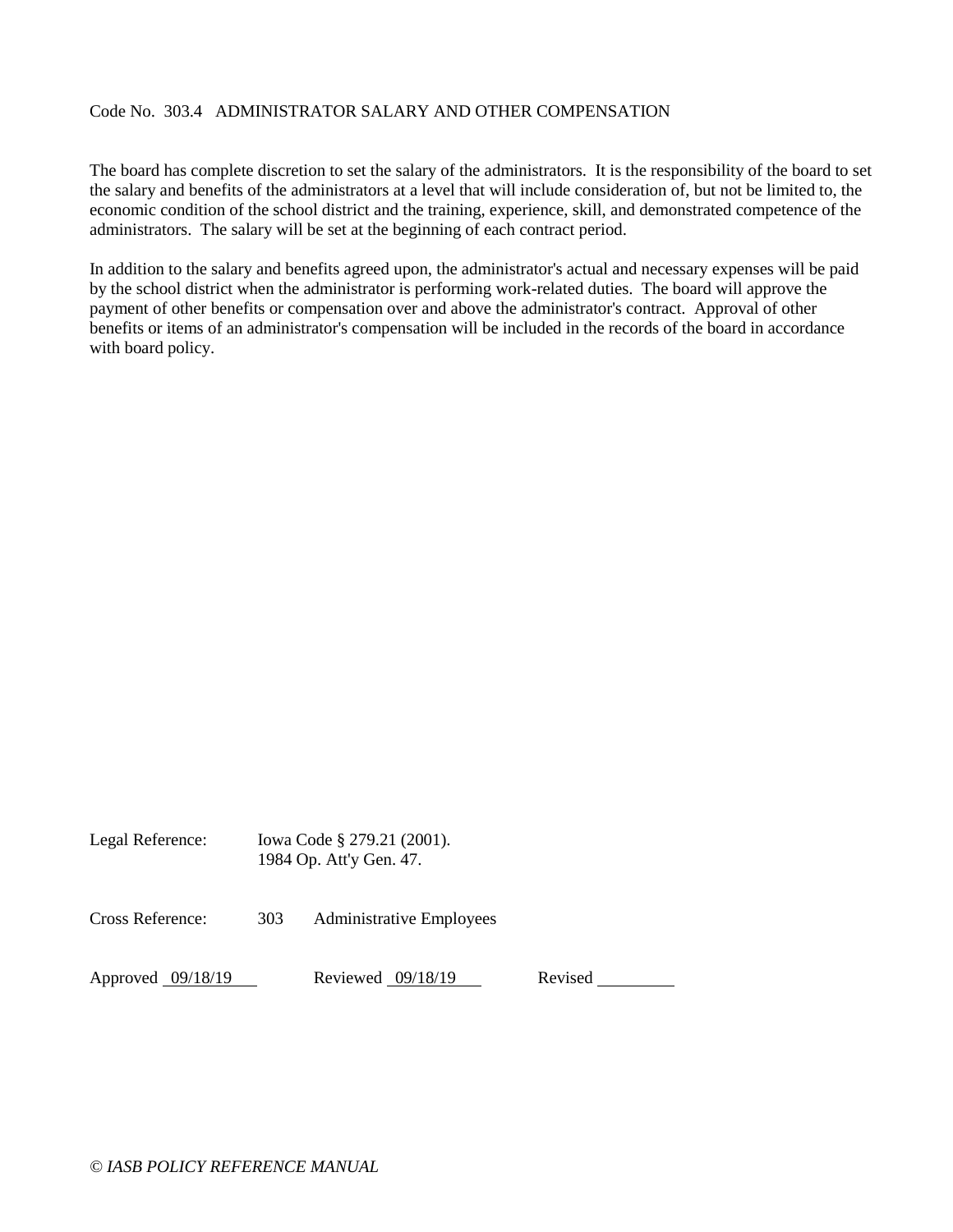Code No. 303.4 ADMINISTRATOR SALARY AND OTHER COMPENSATION

The board has complete discretion to set the salary of the administrators. It is the responsibility of the board to set the salary and benefits of the administrators at a level that will include consideration of, but not be limited to, the economic condition of the school district and the training, experience, skill, and demonstrated competence of the administrators. The salary will be set at the beginning of each contract period.

In addition to the salary and benefits agreed upon, the administrator's actual and necessary expenses will be paid by the school district when the administrator is performing work-related duties. The board will approve the payment of other benefits or compensation over and above the administrator's contract. Approval of other benefits or items of an administrator's compensation will be included in the records of the board in accordance with board policy.

Legal Reference: Iowa Code § 279.21 (2001).
1984 Op. Att'y Gen. 47.

Cross Reference: 303 Administrative Employees

Approved 09/18/19 Reviewed 09/18/19 Revised ________

*© IASB POLICY REFERENCE MANUAL*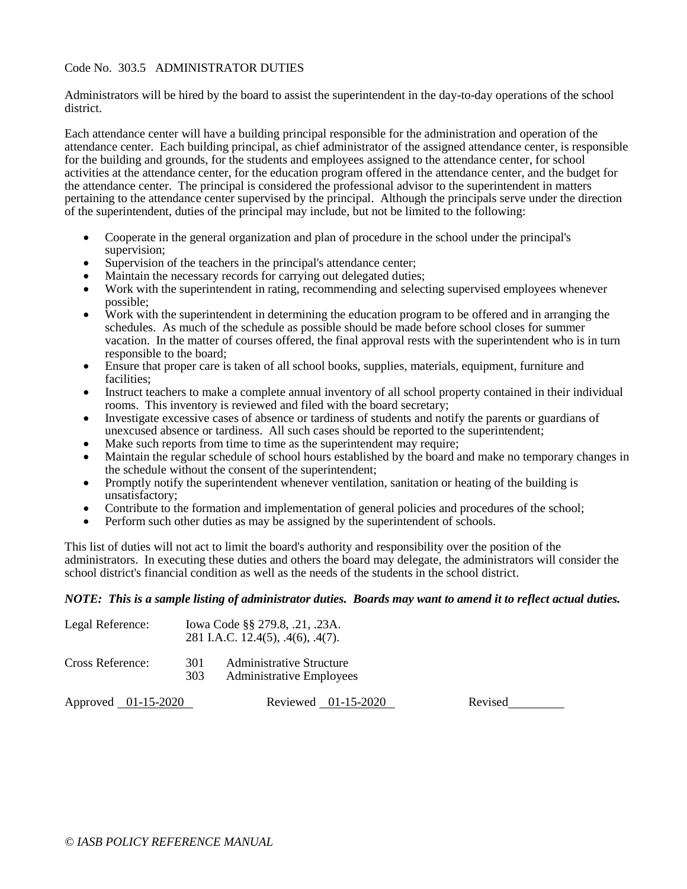Code No. 303.5 ADMINISTRATOR DUTIES

Administrators will be hired by the board to assist the superintendent in the day-to-day operations of the school district.

Each attendance center will have a building principal responsible for the administration and operation of the attendance center. Each building principal, as chief administrator of the assigned attendance center, is responsible for the building and grounds, for the students and employees assigned to the attendance center, for school activities at the attendance center, for the education program offered in the attendance center, and the budget for the attendance center. The principal is considered the professional advisor to the superintendent in matters pertaining to the attendance center supervised by the principal. Although the principals serve under the direction of the superintendent, duties of the principal may include, but not be limited to the following:

- Cooperate in the general organization and plan of procedure in the school under the principal's supervision;
- Supervision of the teachers in the principal's attendance center;
- Maintain the necessary records for carrying out delegated duties;
- Work with the superintendent in rating, recommending and selecting supervised employees whenever possible;
- Work with the superintendent in determining the education program to be offered and in arranging the schedules. As much of the schedule as possible should be made before school closes for summer vacation. In the matter of courses offered, the final approval rests with the superintendent who is in turn responsible to the board;
- Ensure that proper care is taken of all school books, supplies, materials, equipment, furniture and facilities;
- Instruct teachers to make a complete annual inventory of all school property contained in their individual rooms. This inventory is reviewed and filed with the board secretary;
- Investigate excessive cases of absence or tardiness of students and notify the parents or guardians of unexcused absence or tardiness. All such cases should be reported to the superintendent;
- Make such reports from time to time as the superintendent may require;
- Maintain the regular schedule of school hours established by the board and make no temporary changes in the schedule without the consent of the superintendent;
- Promptly notify the superintendent whenever ventilation, sanitation or heating of the building is unsatisfactory;
- Contribute to the formation and implementation of general policies and procedures of the school;
- Perform such other duties as may be assigned by the superintendent of schools.

This list of duties will not act to limit the board's authority and responsibility over the position of the administrators. In executing these duties and others the board may delegate, the administrators will consider the school district's financial condition as well as the needs of the students in the school district.

***NOTE: This is a sample listing of administrator duties. Boards may want to amend it to reflect actual duties.***

Legal Reference: Iowa Code §§ 279.8, .21, .23A.
281 I.A.C. 12.4(5), .4(6), .4(7).

Cross Reference: 301 Administrative Structure
303 Administrative Employees

Approved 01-15-2020 Reviewed 01-15-2020 Revised ________

*© IASB POLICY REFERENCE MANUAL*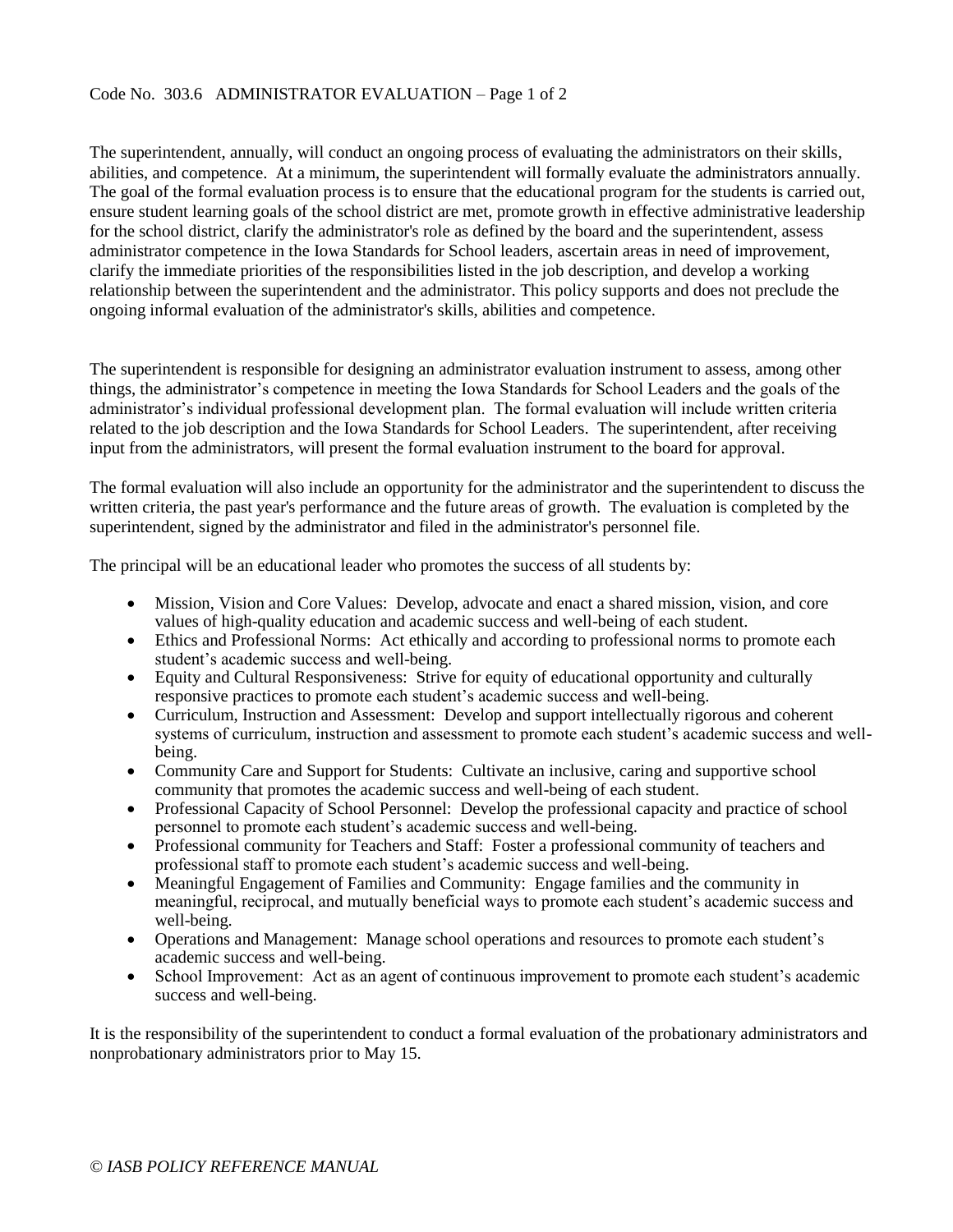Code No. 303.6 ADMINISTRATOR EVALUATION

The superintendent, annually, will conduct an ongoing process of evaluating the administrators on their skills, abilities, and competence. At a minimum, the superintendent will formally evaluate the administrators annually. The goal of the formal evaluation process is to ensure that the educational program for the students is carried out, ensure student learning goals of the school district are met, promote growth in effective administrative leadership for the school district, clarify the administrator's role as defined by the board and the superintendent, assess administrator competence in the Iowa Standards for School leaders, ascertain areas in need of improvement, clarify the immediate priorities of the responsibilities listed in the job description, and develop a working relationship between the superintendent and the administrator. This policy supports and does not preclude the ongoing informal evaluation of the administrator's skills, abilities and competence.

The superintendent is responsible for designing an administrator evaluation instrument to assess, among other things, the administrator's competence in meeting the Iowa Standards for School Leaders and the goals of the administrator's individual professional development plan. The formal evaluation will include written criteria related to the job description and the Iowa Standards for School Leaders. The superintendent, after receiving input from the administrators, will present the formal evaluation instrument to the board for approval.

The formal evaluation will also include an opportunity for the administrator and the superintendent to discuss the written criteria, the past year's performance and the future areas of growth. The evaluation is completed by the superintendent, signed by the administrator and filed in the administrator's personnel file.

The principal will be an educational leader who promotes the success of all students by:

- Mission, Vision and Core Values: Develop, advocate and enact a shared mission, vision, and core values of high-quality education and academic success and well-being of each student.
- Ethics and Professional Norms: Act ethically and according to professional norms to promote each student's academic success and well-being.
- Equity and Cultural Responsiveness: Strive for equity of educational opportunity and culturally responsive practices to promote each student's academic success and well-being.
- Curriculum, Instruction and Assessment: Develop and support intellectually rigorous and coherent systems of curriculum, instruction and assessment to promote each student's academic success and well-being.
- Community Care and Support for Students: Cultivate an inclusive, caring and supportive school community that promotes the academic success and well-being of each student.
- Professional Capacity of School Personnel: Develop the professional capacity and practice of school personnel to promote each student's academic success and well-being.
- Professional community for Teachers and Staff: Foster a professional community of teachers and professional staff to promote each student's academic success and well-being.
- Meaningful Engagement of Families and Community: Engage families and the community in meaningful, reciprocal, and mutually beneficial ways to promote each student's academic success and well-being.
- Operations and Management: Manage school operations and resources to promote each student's academic success and well-being.
- School Improvement: Act as an agent of continuous improvement to promote each student's academic success and well-being.

It is the responsibility of the superintendent to conduct a formal evaluation of the probationary administrators and nonprobationary administrators prior to May 15.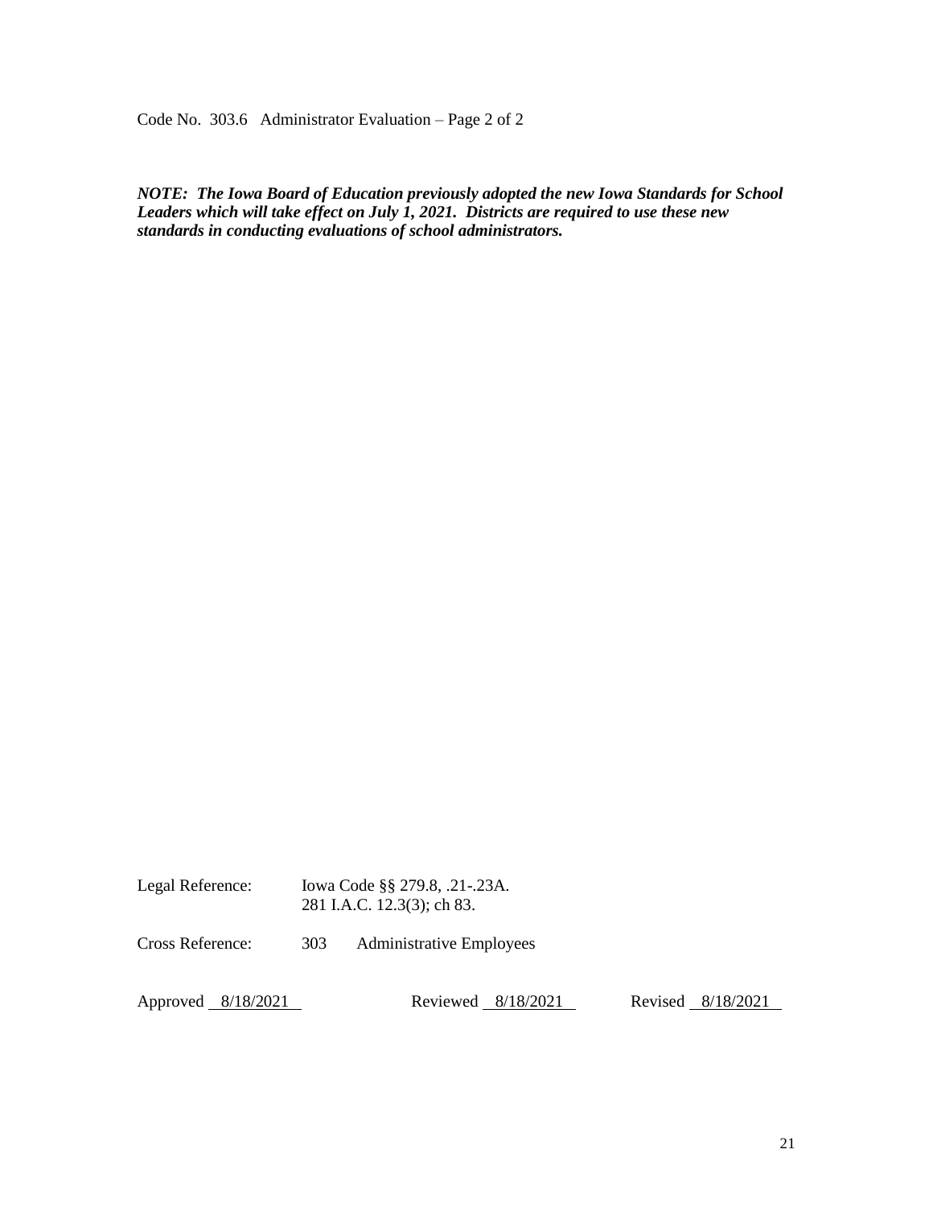Code No. 303.6 Administrator Evaluation – Page 2 of 2

***NOTE: The Iowa Board of Education previously adopted the new Iowa Standards for School Leaders which will take effect on July 1, 2021. Districts are required to use these new standards in conducting evaluations of school administrators.***

Legal Reference: Iowa Code §§ 279.8, .21-.23A.
281 I.A.C. 12.3(3); ch 83.

Cross Reference: 303 Administrative Employees

Approved 8/18/2021 Reviewed 8/18/2021 Revised 8/18/2021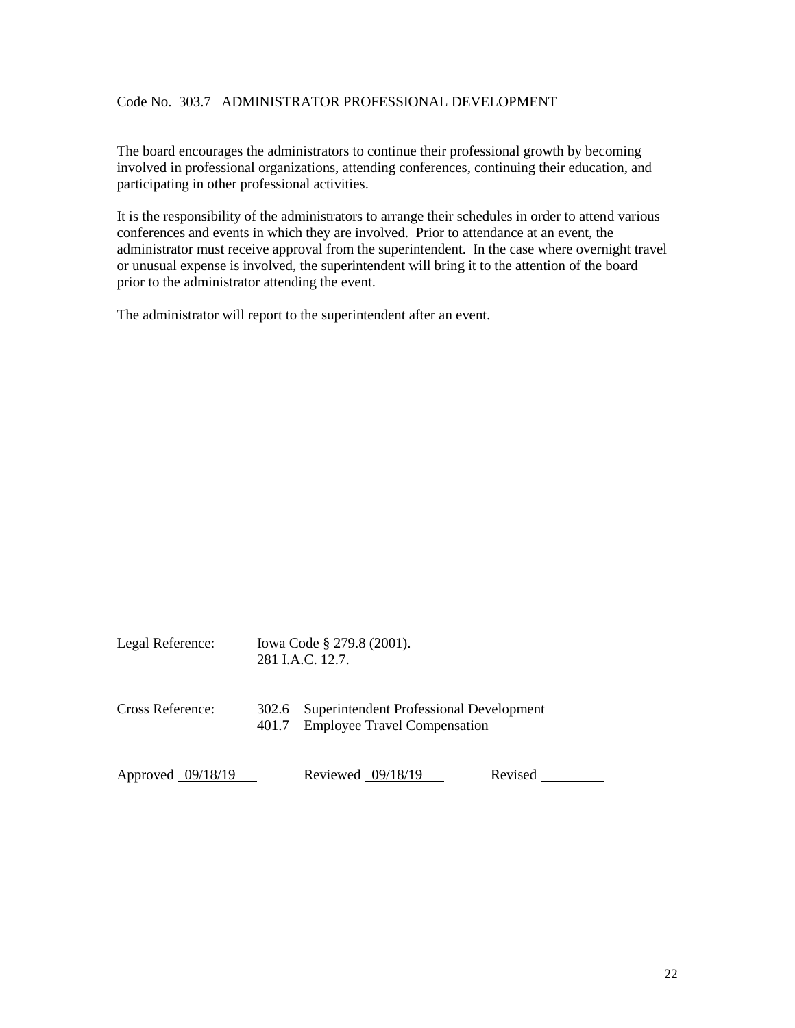Code No. 303.7 ADMINISTRATOR PROFESSIONAL DEVELOPMENT

The board encourages the administrators to continue their professional growth by becoming involved in professional organizations, attending conferences, continuing their education, and participating in other professional activities.

It is the responsibility of the administrators to arrange their schedules in order to attend various conferences and events in which they are involved. Prior to attendance at an event, the administrator must receive approval from the superintendent. In the case where overnight travel or unusual expense is involved, the superintendent will bring it to the attention of the board prior to the administrator attending the event.

The administrator will report to the superintendent after an event.

Legal Reference: Iowa Code § 279.8 (2001).
281 I.A.C. 12.7.

Cross Reference: 302.6 Superintendent Professional Development
401.7 Employee Travel Compensation

Approved 09/18/19 Reviewed 09/18/19 Revised ________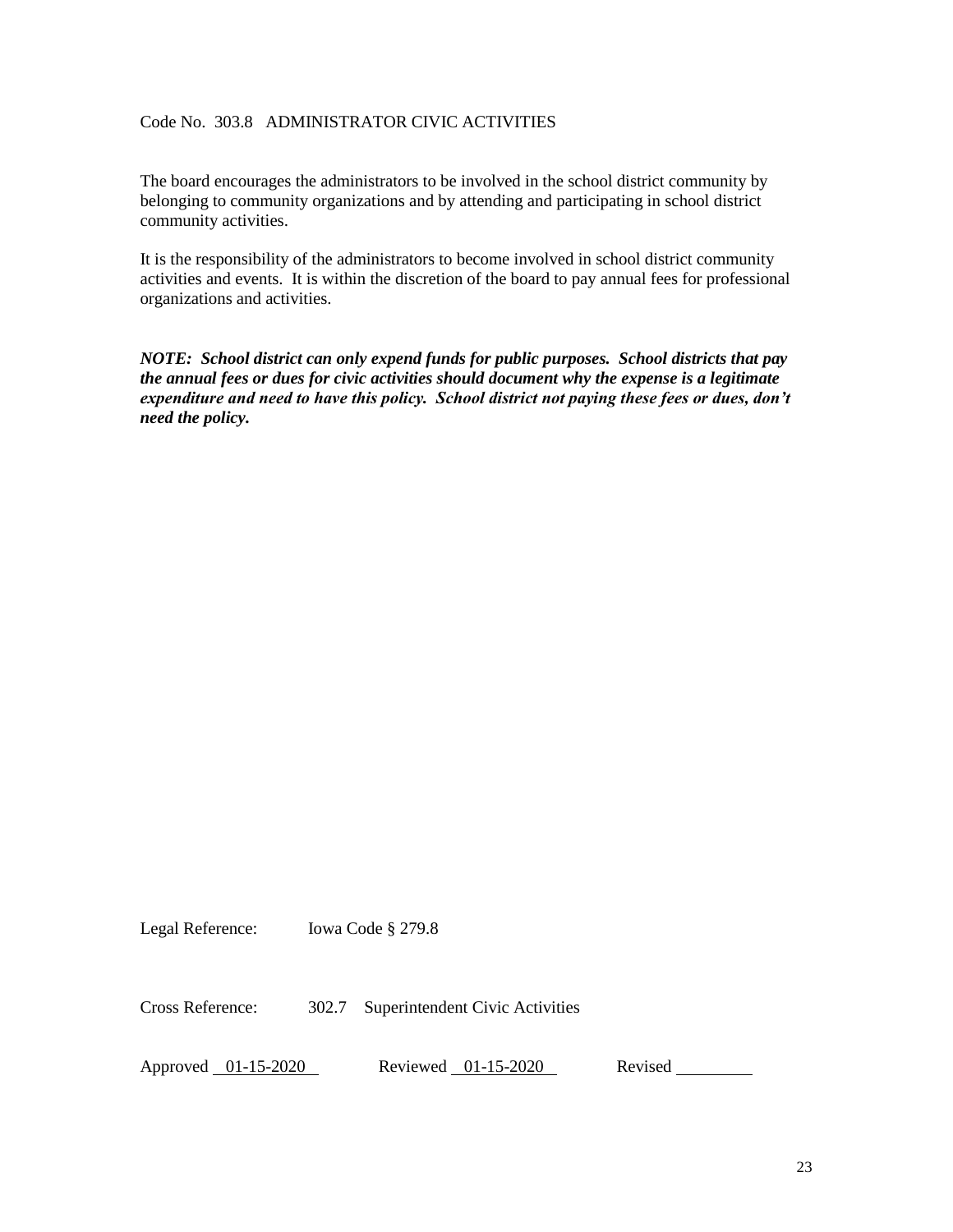Code No. 303.8 ADMINISTRATOR CIVIC ACTIVITIES

The board encourages the administrators to be involved in the school district community by belonging to community organizations and by attending and participating in school district community activities.

It is the responsibility of the administrators to become involved in school district community activities and events. It is within the discretion of the board to pay annual fees for professional organizations and activities.

***NOTE: School district can only expend funds for public purposes. School districts that pay the annual fees or dues for civic activities should document why the expense is a legitimate expenditure and need to have this policy. School district not paying these fees or dues, don't need the policy.***

Legal Reference: Iowa Code § 279.8

Cross Reference: 302.7 Superintendent Civic Activities

Approved 01-15-2020 Reviewed 01-15-2020 Revised ________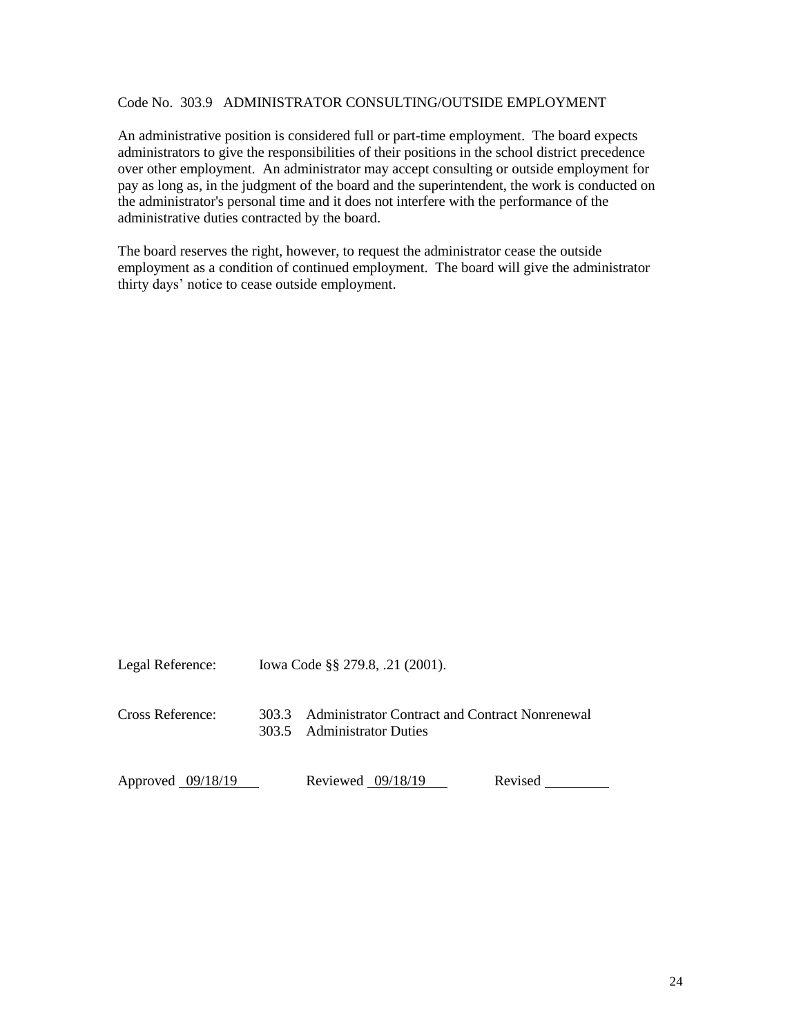Code No. 303.9 ADMINISTRATOR CONSULTING/OUTSIDE EMPLOYMENT

An administrative position is considered full or part-time employment. The board expects administrators to give the responsibilities of their positions in the school district precedence over other employment. An administrator may accept consulting or outside employment for pay as long as, in the judgment of the board and the superintendent, the work is conducted on the administrator's personal time and it does not interfere with the performance of the administrative duties contracted by the board.

The board reserves the right, however, to request the administrator cease the outside employment as a condition of continued employment. The board will give the administrator thirty days' notice to cease outside employment.

Legal Reference: Iowa Code §§ 279.8, .21 (2001).

Cross Reference: 303.3 Administrator Contract and Contract Nonrenewal
303.5 Administrator Duties

Approved 09/18/19 Reviewed 09/18/19 Revised ________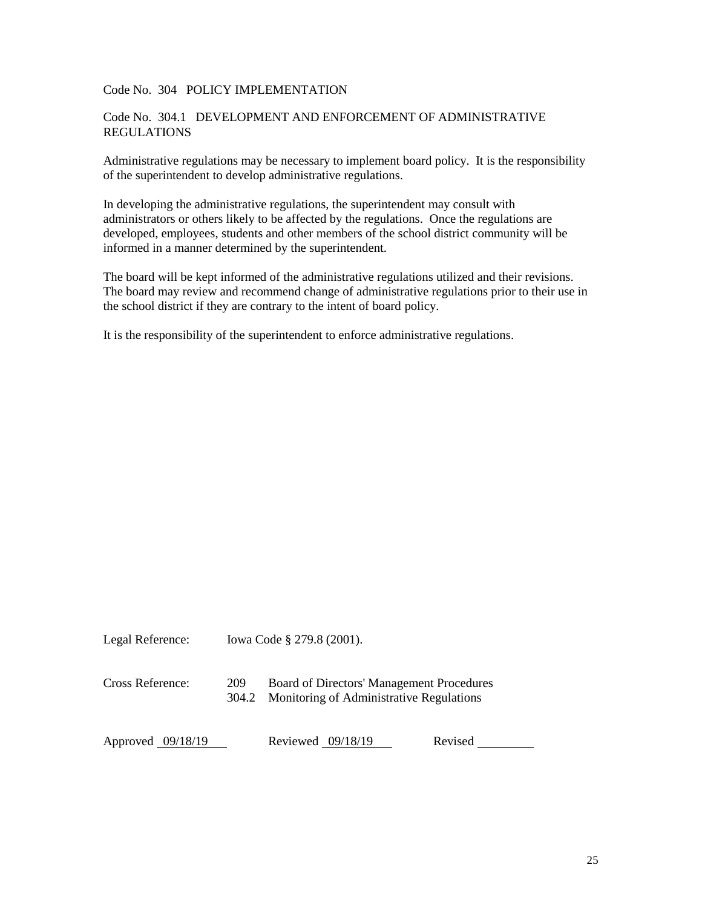# Code No. 304 POLICY IMPLEMENTATION

## Code No. 304.1 DEVELOPMENT AND ENFORCEMENT OF ADMINISTRATIVE REGULATIONS

Administrative regulations may be necessary to implement board policy. It is the responsibility of the superintendent to develop administrative regulations.

In developing the administrative regulations, the superintendent may consult with administrators or others likely to be affected by the regulations. Once the regulations are developed, employees, students and other members of the school district community will be informed in a manner determined by the superintendent.

The board will be kept informed of the administrative regulations utilized and their revisions. The board may review and recommend change of administrative regulations prior to their use in the school district if they are contrary to the intent of board policy.

It is the responsibility of the superintendent to enforce administrative regulations.

Legal Reference: Iowa Code § 279.8 (2001).

Cross Reference:
- 209 Board of Directors' Management Procedures
- 304.2 Monitoring of Administrative Regulations

Approved 09/18/19 Reviewed 09/18/19 Revised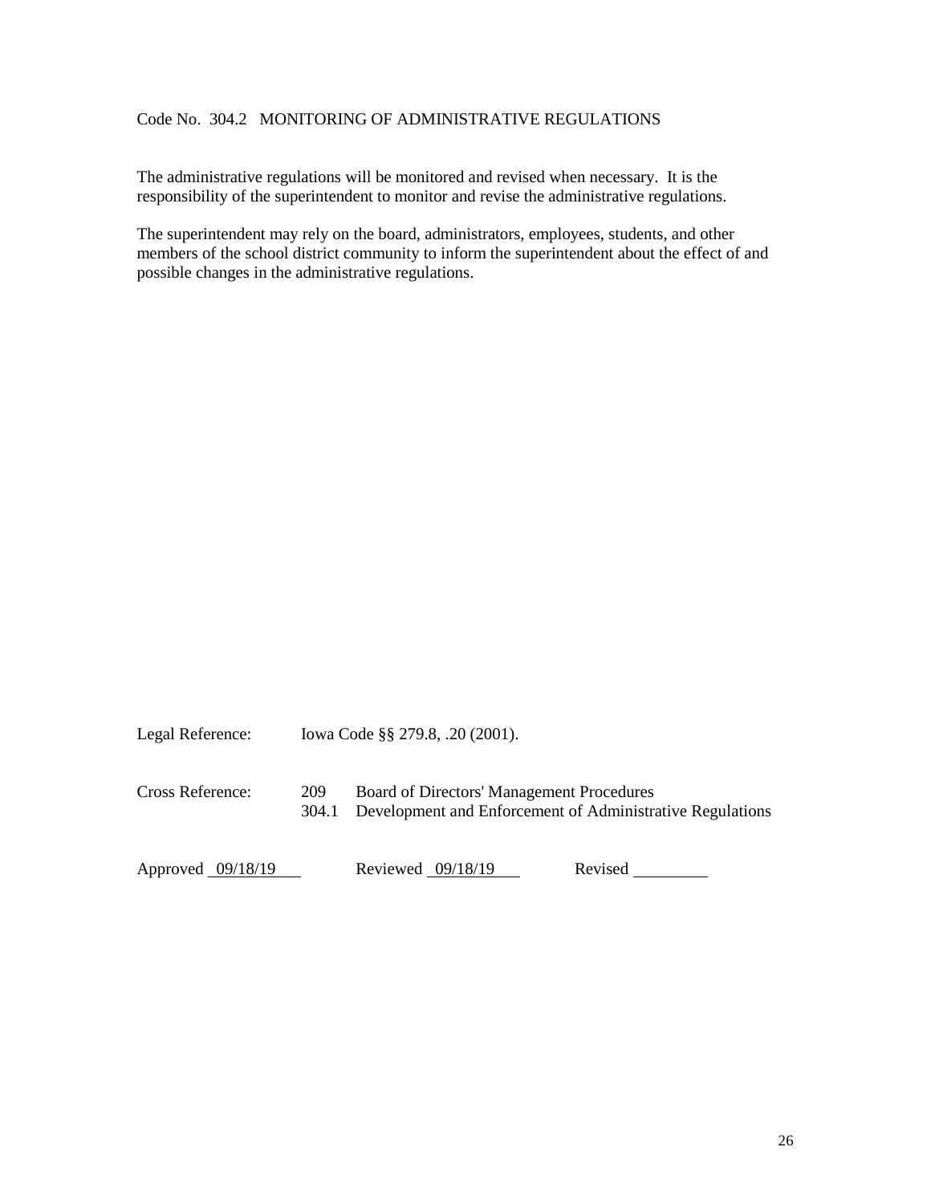Code No. 304.2 MONITORING OF ADMINISTRATIVE REGULATIONS

The administrative regulations will be monitored and revised when necessary. It is the responsibility of the superintendent to monitor and revise the administrative regulations.

The superintendent may rely on the board, administrators, employees, students, and other members of the school district community to inform the superintendent about the effect of and possible changes in the administrative regulations.

Legal Reference: Iowa Code §§ 279.8, .20 (2001).

Cross Reference:
209 Board of Directors' Management Procedures
304.1 Development and Enforcement of Administrative Regulations

Approved 09/18/19 Reviewed 09/18/19 Revised \_\_\_\_\_\_\_\_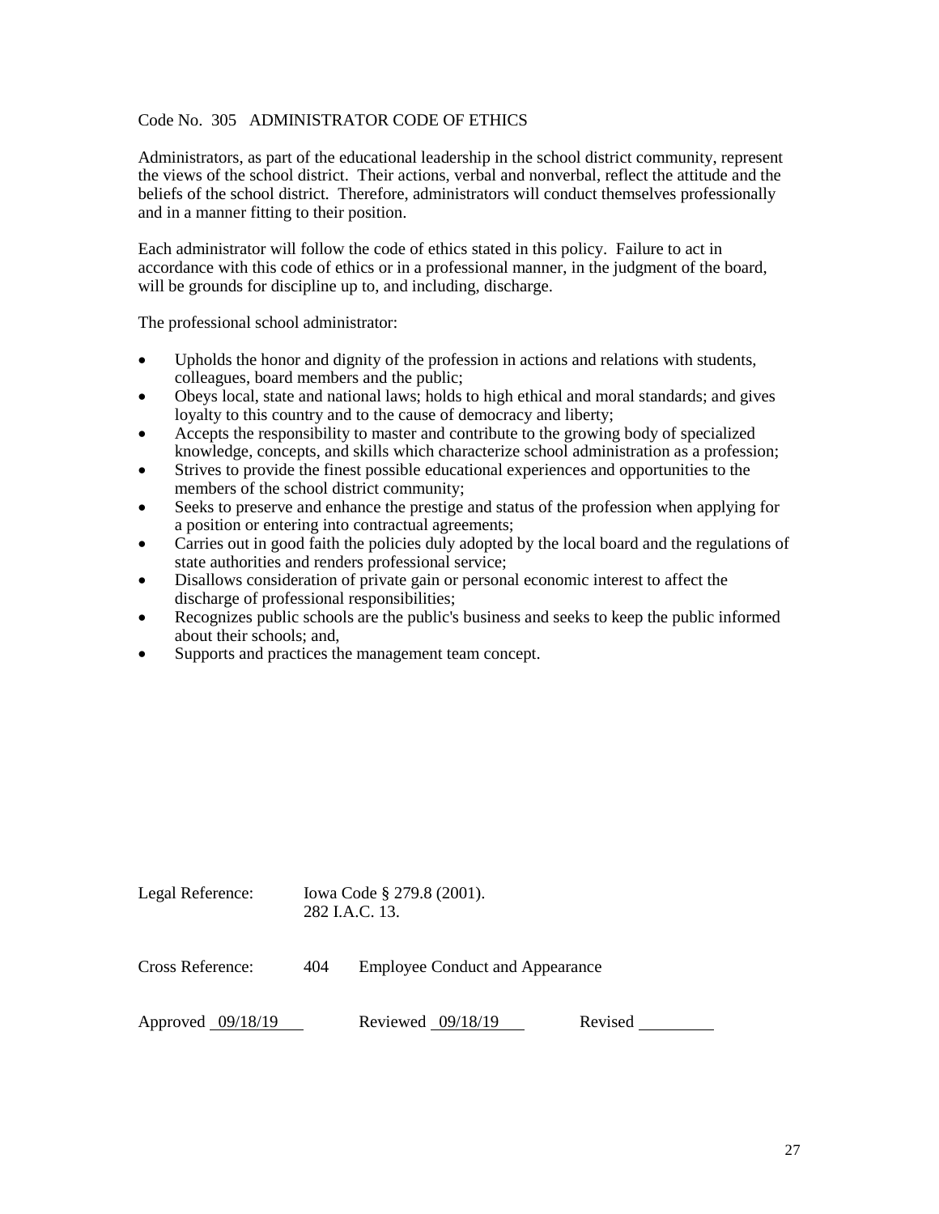# Code No. 305 ADMINISTRATOR CODE OF ETHICS

Administrators, as part of the educational leadership in the school district community, represent the views of the school district. Their actions, verbal and nonverbal, reflect the attitude and the beliefs of the school district. Therefore, administrators will conduct themselves professionally and in a manner fitting to their position.

Each administrator will follow the code of ethics stated in this policy. Failure to act in accordance with this code of ethics or in a professional manner, in the judgment of the board, will be grounds for discipline up to, and including, discharge.

The professional school administrator:

- Upholds the honor and dignity of the profession in actions and relations with students, colleagues, board members and the public;
- Obeys local, state and national laws; holds to high ethical and moral standards; and gives loyalty to this country and to the cause of democracy and liberty;
- Accepts the responsibility to master and contribute to the growing body of specialized knowledge, concepts, and skills which characterize school administration as a profession;
- Strives to provide the finest possible educational experiences and opportunities to the members of the school district community;
- Seeks to preserve and enhance the prestige and status of the profession when applying for a position or entering into contractual agreements;
- Carries out in good faith the policies duly adopted by the local board and the regulations of state authorities and renders professional service;
- Disallows consideration of private gain or personal economic interest to affect the discharge of professional responsibilities;
- Recognizes public schools are the public's business and seeks to keep the public informed about their schools; and,
- Supports and practices the management team concept.

Legal Reference: Iowa Code § 279.8 (2001).
282 I.A.C. 13.

Cross Reference: 404 Employee Conduct and Appearance

Approved 09/18/19 Reviewed 09/18/19 Revised ________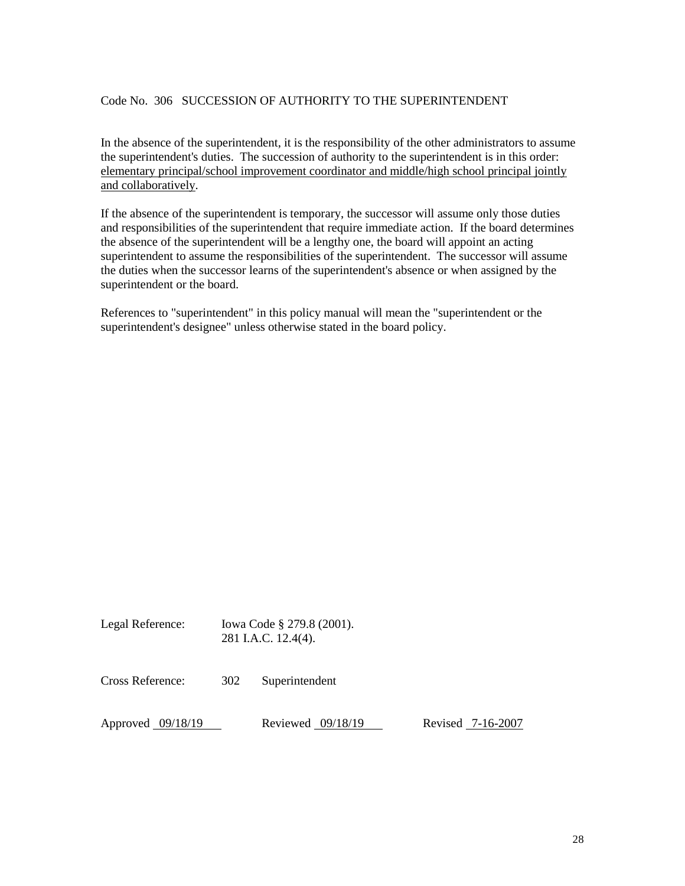Code No. 306 SUCCESSION OF AUTHORITY TO THE SUPERINTENDENT

In the absence of the superintendent, it is the responsibility of the other administrators to assume the superintendent's duties. The succession of authority to the superintendent is in this order: <u>elementary principal/school improvement coordinator and middle/high school principal jointly and collaboratively</u>.

If the absence of the superintendent is temporary, the successor will assume only those duties and responsibilities of the superintendent that require immediate action. If the board determines the absence of the superintendent will be a lengthy one, the board will appoint an acting superintendent to assume the responsibilities of the superintendent. The successor will assume the duties when the successor learns of the superintendent's absence or when assigned by the superintendent or the board.

References to "superintendent" in this policy manual will mean the "superintendent or the superintendent's designee" unless otherwise stated in the board policy.

Legal Reference: Iowa Code § 279.8 (2001).
281 I.A.C. 12.4(4).

Cross Reference: 302 Superintendent

Approved 09/18/19 Reviewed 09/18/19 Revised 7-16-2007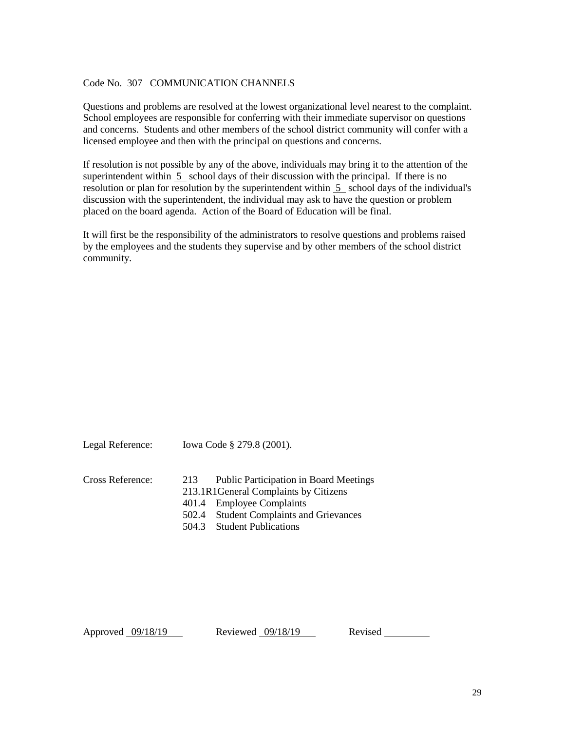Code No. 307 COMMUNICATION CHANNELS

Questions and problems are resolved at the lowest organizational level nearest to the complaint. School employees are responsible for conferring with their immediate supervisor on questions and concerns. Students and other members of the school district community will confer with a licensed employee and then with the principal on questions and concerns.

If resolution is not possible by any of the above, individuals may bring it to the attention of the superintendent within 5 school days of their discussion with the principal. If there is no resolution or plan for resolution by the superintendent within 5 school days of the individual's discussion with the superintendent, the individual may ask to have the question or problem placed on the board agenda. Action of the Board of Education will be final.

It will first be the responsibility of the administrators to resolve questions and problems raised by the employees and the students they supervise and by other members of the school district community.

Legal Reference: Iowa Code § 279.8 (2001).

Cross Reference:
- 213 Public Participation in Board Meetings
- 213.1R1 General Complaints by Citizens
- 401.4 Employee Complaints
- 502.4 Student Complaints and Grievances
- 504.3 Student Publications

Approved 09/18/19 Reviewed 09/18/19 Revised \_\_\_\_\_\_\_\_\_